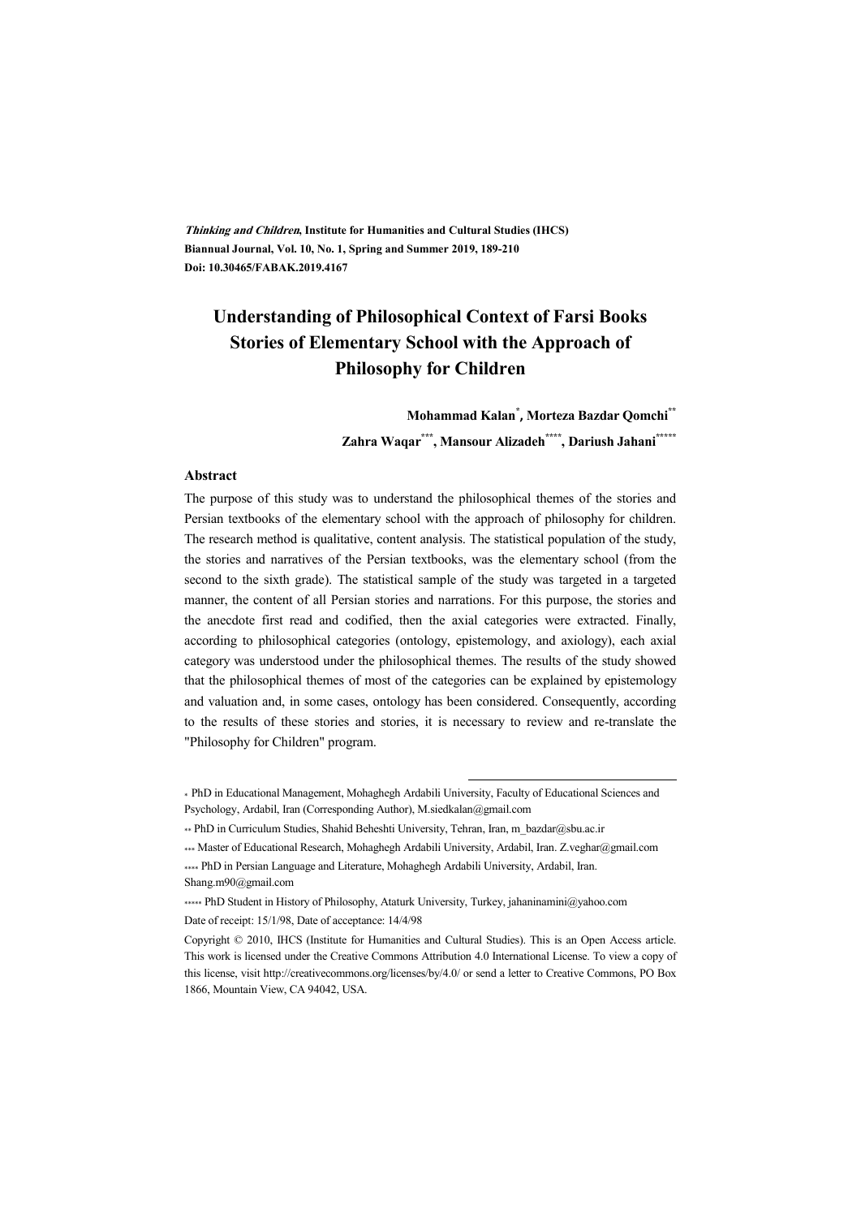*Thinking and Children*, **Institute for Humanities and Cultural Studies (IHCS)**
**Biannual Journal, Vol. 10, No. 1, Spring and Summer 2019, 189-210**
**Doi: 10.30465/FABAK.2019.4167**

# Understanding of Philosophical Context of Farsi Books Stories of Elementary School with the Approach of Philosophy for Children

**Mohammad Kalan[*], Morteza Bazdar Qomchi[**]**
**Zahra Waqar[***], Mansour Alizadeh[****], Dariush Jahani[*****]**

### Abstract

The purpose of this study was to understand the philosophical themes of the stories and Persian textbooks of the elementary school with the approach of philosophy for children. The research method is qualitative, content analysis. The statistical population of the study, the stories and narratives of the Persian textbooks, was the elementary school (from the second to the sixth grade). The statistical sample of the study was targeted in a targeted manner, the content of all Persian stories and narrations. For this purpose, the stories and the anecdote first read and codified, then the axial categories were extracted. Finally, according to philosophical categories (ontology, epistemology, and axiology), each axial category was understood under the philosophical themes. The results of the study showed that the philosophical themes of most of the categories can be explained by epistemology and valuation and, in some cases, ontology has been considered. Consequently, according to the results of these stories and stories, it is necessary to review and re-translate the "Philosophy for Children" program.

---

[*] PhD in Educational Management, Mohaghegh Ardabili University, Faculty of Educational Sciences and Psychology, Ardabil, Iran (Corresponding Author), M.siedkalan@gmail.com

[**] PhD in Curriculum Studies, Shahid Beheshti University, Tehran, Iran, m_bazdar@sbu.ac.ir

[***] Master of Educational Research, Mohaghegh Ardabili University, Ardabil, Iran. Z.veghar@gmail.com

[****] PhD in Persian Language and Literature, Mohaghegh Ardabili University, Ardabil, Iran. Shang.m90@gmail.com

[*****] PhD Student in History of Philosophy, Ataturk University, Turkey, jahaninamini@yahoo.com

Date of receipt: 15/1/98, Date of acceptance: 14/4/98

Copyright © 2010, IHCS (Institute for Humanities and Cultural Studies). This is an Open Access article. This work is licensed under the Creative Commons Attribution 4.0 International License. To view a copy of this license, visit http://creativecommons.org/licenses/by/4.0/ or send a letter to Creative Commons, PO Box 1866, Mountain View, CA 94042, USA.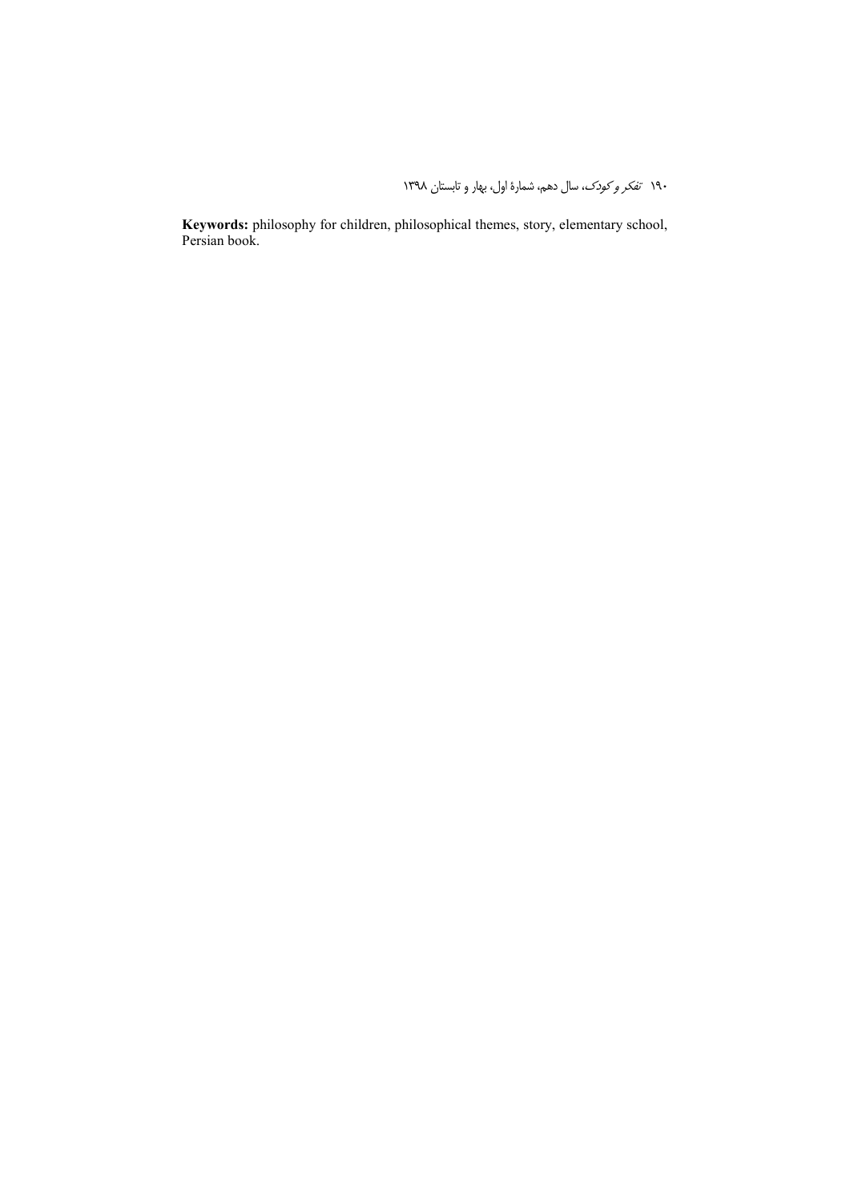**Keywords:** philosophy for children, philosophical themes, story, elementary school, Persian book.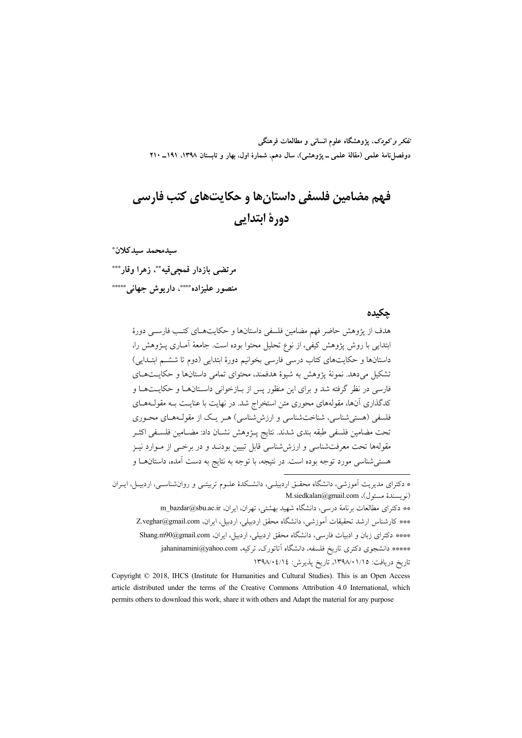*تفکر و کودک*، پژوهشگاه علوم انسانی و مطالعات فرهنگی
دوفصل‌نامهٔ علمی (مقالهٔ علمی ــ پژوهشی)، سال دهم، شمارهٔ اول، بهار و تابستان ۱۳۹۸، ۱۹۱ــ ۲۱۰

# فهم مضامین فلسفی داستان‌ها و حکایت‌های کتب فارسی دورهٔ ابتدایی

**سیدمحمد سیدکلان\***

**مرتضی بازدار قمچی‌قیه\*\*، زهرا وقار\*\*\***

**منصور علیزاده\*\*\*\*، داریوش جهانی\*\*\*\*\***

## چکیده

هدف از پژوهش حاضر فهم مضامین فلسفی داستان‌ها و حکایت‌های کتب فارسی دورهٔ ابتدایی با روش پژوهش کیفی، از نوع تحلیل محتوا بوده است. جامعهٔ آماری پژوهش را، داستان‌ها و حکایت‌های کتاب درسی فارسی بخوانیم دورهٔ ابتدایی (دوم تا ششم ابتدایی) تشکیل می‌دهد. نمونهٔ پژوهش به شیوهٔ هدفمند، محتوای تمامی داستان‌ها و حکایت‌های فارسی در نظر گرفته شد و برای این منظور پس از بازخوانی داستان‌ها و حکایت‌ها و کدگذاری آن‌ها، مقوله‌های محوری متن استخراج شد. در نهایت با عنایت به مقوله‌های فلسفی (هستی‌شناسی، شناخت‌شناسی و ارزش‌شناسی) هر یک از مقوله‌های محوری تحت مضامین فلسفی طبقه بندی شدند. نتایج پژوهش نشان داد: مضامین فلسفی اکثر مقوله‌ها تحت معرفت‌شناسی و ارزش‌شناسی قابل تبیین بودند و در برخی از موارد نیز هستی‌شناسی مورد توجه بوده است. در نتیجه، با توجه به نتایج به دست آمده، داستان‌ها و

---

\* دکترای مدیریت آموزشی، دانشگاه محقق اردبیلی، دانشکدهٔ علوم تربیتی و روان‌شناسی، اردبیل، ایران (نویسندهٔ مسئول)، M.siedkalan@gmail.com

\*\* دکترای مطالعات برنامهٔ درسی، دانشگاه شهید بهشتی، تهران، ایران، m_bazdar@sbu.ac.ir

\*\*\* کارشناس ارشد تحقیقات آموزشی، دانشگاه محقق اردبیلی، اردبیل، ایران، Z.veghar@gmail.com

\*\*\*\* دکترای زبان و ادبیات فارسی، دانشگاه محقق اردبیلی، اردبیل، ایران، Shang.m90@gmail.com

\*\*\*\*\* دانشجوی دکتری تاریخ فلسفه، دانشگاه آتاتورک، ترکیه، jahaninamini@yahoo.com

تاریخ دریافت: ۱۳۹۸/۰۱/۱۵، تاریخ پذیرش: ۱۳۹۸/۰٤/۱٤

Copyright © 2018, IHCS (Institute for Humanities and Cultural Studies). This is an Open Access article distributed under the terms of the Creative Commons Attribution 4.0 International, which permits others to download this work, share it with others and Adapt the material for any purpose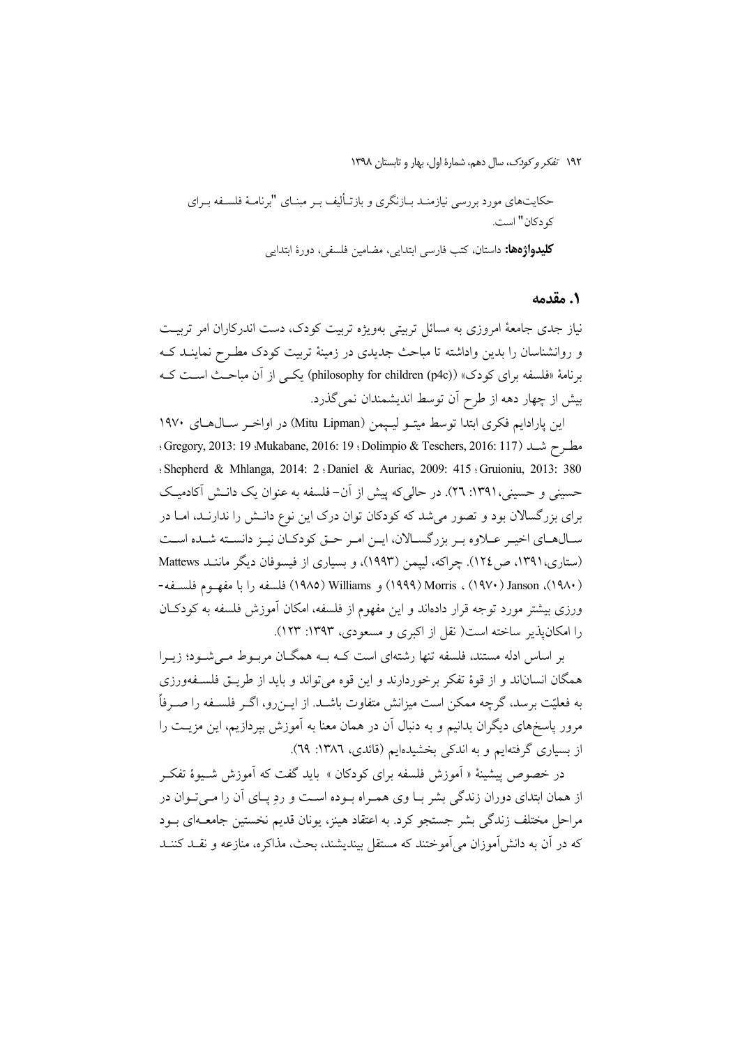حکایت‌های مورد بررسی نیازمند بازنگری و بازتألیف بر مبنای "برنامهٔ فلسفه برای کودکان" است.

**کلیدواژه‌ها:** داستان، کتب فارسی ابتدایی، مضامین فلسفی، دورهٔ ابتدایی

## ۱. مقدمه

نیاز جدی جامعهٔ امروزی به مسائل تربیتی به‌ویژه تربیت کودک، دست اندرکاران امر تربیت و روانشناسان را بدین واداشته تا مباحث جدیدی در زمینهٔ تربیت کودک مطرح نمایند که برنامهٔ «فلسفه برای کودک» ((philosophy for children (p4c)) یکی از آن مباحث است که بیش از چهار دهه از طرح آن توسط اندیشمندان نمی‌گذرد.

این پارادایم فکری ابتدا توسط میتو لیپمن (Mitu Lipman) در اواخر سال‌های ۱۹۷۰ مطرح شد (Gregory, 2013: 19 ؛Mukabane, 2016: 19 ؛ Dolimpio & Teschers, 2016: 117؛ Shepherd & Mhlanga, 2014: 2 ؛Daniel & Auriac, 2009: 415 ؛Gruioniu, 2013: 380؛ حسینی و حسینی،۱۳۹۱: ۲۶). در حالی‌که پیش از آن- فلسفه به عنوان یک دانش آکادمیک برای بزرگسالان بود و تصور می‌شد که کودکان توان درک این نوع دانش را ندارند، اما در سال‌های اخیر علاوه بر بزرگسالان، این امر حق کودکان نیز دانسته شده است (ستاری،۱۳۹۱، ص۱۲٤). چراکه، لیپمن (۱۹۹۳)، و بسیاری از فیسوفان دیگر مانند Mattews (۱۹۸۰)، Janson (۱۹۷۰) ، Morris (۱۹۹۹) و Williams (۱۹۸۵) فلسفه را با مفهوم فلسفه‌ورزی بیشتر مورد توجه قرار داده‌اند و این مفهوم از فلسفه، امکان آموزش فلسفه به کودکان را امکان‌پذیر ساخته است( نقل از اکبری و مسعودی، ۱۳۹۳: ۱۲۳).

بر اساس ادله مستند، فلسفه تنها رشته‌ای است که به همگان مربوط می‌شود؛ زیرا همگان انسان‌اند و از قوهٔ تفکر برخوردارند و این قوه می‌تواند و باید از طریق فلسفه‌ورزی به فعلیّت برسد، گرچه ممکن است میزانش متفاوت باشد. از این‌رو، اگر فلسفه را صرفاً مرور پاسخ‌های دیگران بدانیم و به دنبال آن در همان معنا به آموزش بپردازیم، این مزیت را از بسیاری گرفته‌ایم و به اندکی بخشیده‌ایم (قائدی، ۱۳۸٦: ٦۹).

در خصوص پیشینهٔ « آموزش فلسفه برای کودکان » باید گفت که آموزش شیوهٔ تفکر از همان ابتدای دوران زندگی بشر با وی همراه بوده است و ردِ پای آن را می‌توان در مراحل مختلف زندگی بشر جستجو کرد. به اعتقاد هینز، یونان قدیم نخستین جامعه‌ای بود که در آن به دانش‌آموزان می‌آموختند که مستقل بیندیشند، بحث، مذاکره، منازعه و نقد کنند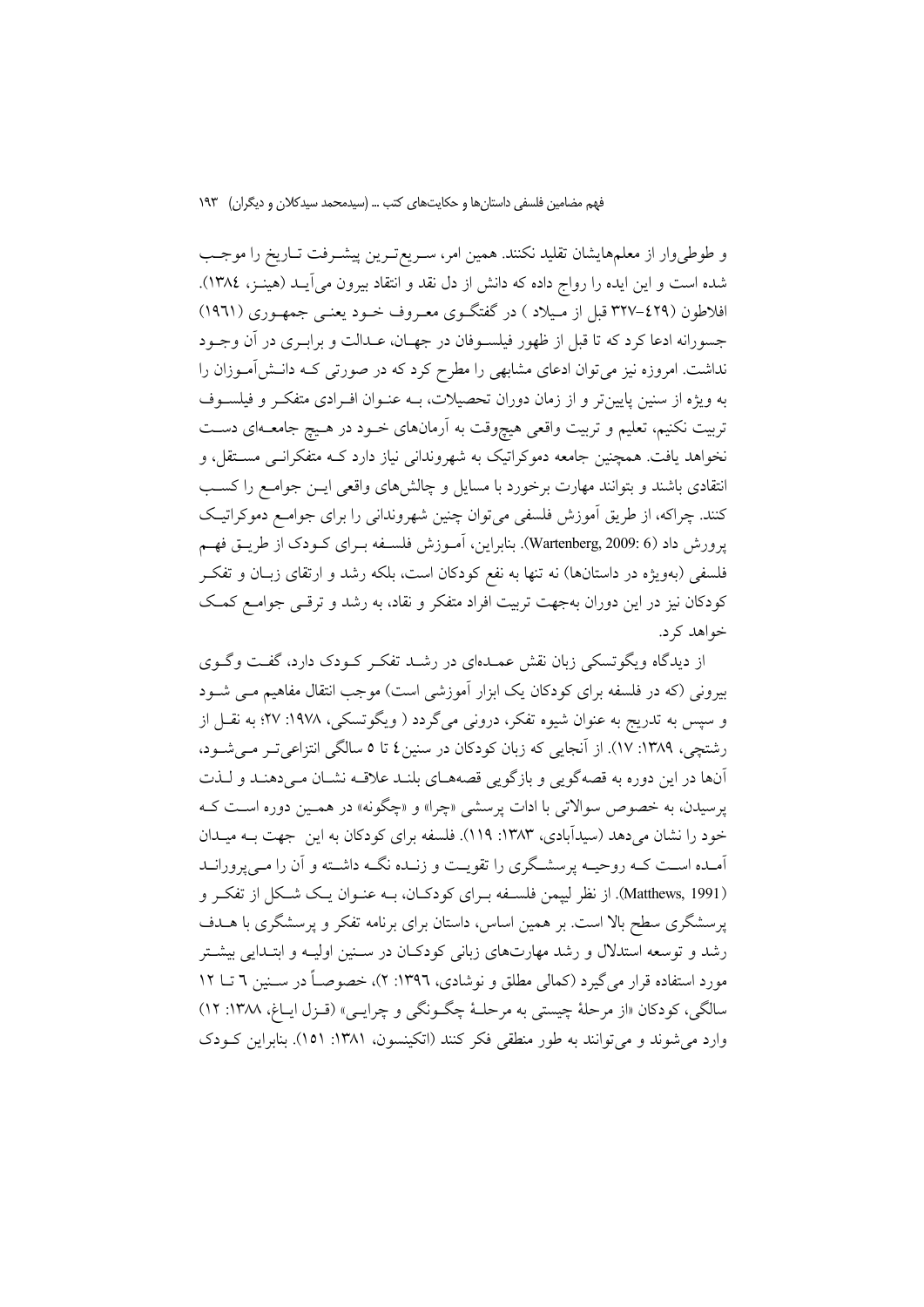و طوطی‌وار از معلم‌هایشان تقلید نکنند. همین امر، سریع‌ترین پیشرفت تاریخ را موجب شده است و این ایده را رواج داده که دانش از دل نقد و انتقاد بیرون می‌آید (هینز، ١٣٨٤). افلاطون (٤٢٩–٣٢٧ قبل از میلاد ) در گفتگوی معروف خود یعنی جمهوری (١٩٦١) جسورانه ادعا کرد که تا قبل از ظهور فیلسوفان در جهان، عدالت و برابری در آن وجود نداشت. امروزه نیز می‌توان ادعای مشابهی را مطرح کرد که در صورتی که دانش‌آموزان را به ویژه از سنین پایین‌تر و از زمان دوران تحصیلات، به عنوان افرادی متفکر و فیلسوف تربیت نکنیم، تعلیم و تربیت واقعی هیچوقت به آرمان‌های خود در هیچ جامعه‌ای دست نخواهد یافت. همچنین جامعه دموکراتیک به شهروندانی نیاز دارد که متفکرانی مستقل، و انتقادی باشند و بتوانند مهارت برخورد با مسایل و چالش‌های واقعی این جوامع را کسب کنند. چراکه، از طریق آموزش فلسفی می‌توان چنین شهروندانی را برای جوامع دموکراتیک پرورش داد (Wartenberg, 2009: 6). بنابراین، آموزش فلسفه برای کودک از طریق فهم فلسفی (به‌ویژه در داستان‌ها) نه تنها به نفع کودکان است، بلکه رشد و ارتقای زبان و تفکر کودکان نیز در این دوران به‌جهت تربیت افراد متفکر و نقاد، به رشد و ترقی جوامع کمک خواهد کرد.

از دیدگاه ویگوتسکی زبان نقش عمده‌ای در رشد تفکر کودک دارد، گفت وگوی بیرونی (که در فلسفه برای کودکان یک ابزار آموزشی است) موجب انتقال مفاهیم می شود و سپس به تدریج به عنوان شیوه تفکر، درونی می‌گردد ( ویگوتسکی، ١٩٧٨: ٢٧؛ به نقل از رشتچی، ١٣٨٩: ١٧). از آنجایی که زبان کودکان در سنین٤ تا ٥ سالگی انتزاعی‌تر می‌شود، آن‌ها در این دوره به قصه‌گویی و بازگویی قصه‌های بلند علاقه نشان می‌دهند و لذت پرسیدن، به خصوص سوالاتی با ادات پرسشی «چرا» و «چگونه» در همین دوره است که خود را نشان می‌دهد (سیدآبادی، ١٣٨٣: ١١٩). فلسفه برای کودکان به این جهت به میدان آمده است که روحیه پرسشگری را تقویت و زنده نگه داشته و آن را می‌پرورانند (Matthews, 1991). از نظر لیپمن فلسفه برای کودکان، به عنوان یک شکل از تفکر و پرسشگری سطح بالا است. بر همین اساس، داستان برای برنامه تفکر و پرسشگری با هدف رشد و توسعه استدلال و رشد مهارت‌های زبانی کودکان در سنین اولیه و ابتدایی بیشتر مورد استفاده قرار می‌گیرد (کمالی مطلق و نوشادی، ١٣٩٦: ٢)، خصوصاً در سنین ٦ تا ١٢ سالگی، کودکان «از مرحلهٔ چیستی به مرحلهٔ چگونگی و چرایی» (قزل ایاغ، ١٣٨٨: ١٢) وارد می‌شوند و می‌توانند به طور منطقی فکر کنند (اتکینسون، ١٣٨١: ١٥١). بنابراین کودک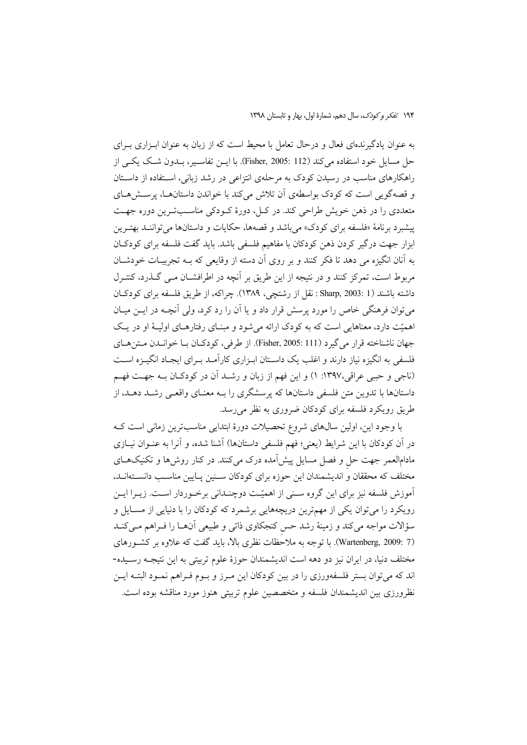به عنوان یادگیرنده‌ای فعال و درحال تعامل با محیط است که از زبان به عنوان ابـزاری بـرای حل مسایل خود استفاده می‌کند (Fisher, 2005: 112). با ایـن تفاسـیر، بـدون شـک یکـی از راهکارهای مناسب در رسیدن کودک به مرحله‌ی انتزاعی در رشد زبانی، اسـتفاده از داسـتان و قصه‌گویی است که کودک بواسطه‌ی آن تلاش می‌کند با خواندن داستان‌هـا، پرسـش‌هـای متعددی را در ذهن خویش طراحی کند. در کـل، دورهٔ کـودکی مناسـب‌تـرین دوره جهـت پیشبرد برنامهٔ «فلسفه برای کودک» می‌باشد و قصه‌ها، حکایات و داستان‌ها می‌تواننـد بهتـرین ابزار جهت درگیر کردن ذهن کودکان با مفاهیم فلسفی باشد. باید گفت فلسفه برای کودکـان به آنان انگیزه می دهد تا فکر کنند و بر روی آن دسته از وقایعی که بـه تجربیـات خودشـان مربوط است، تمرکز کنند و در نتیجه از این طریق بر آنچه در اطرافشـان مـی گـذرد، کنتـرل داشته باشند (Sharp, 2003: 1 : نقل از رشتچی، ۱۳۸۹). چراکه، از طریق فلسفه برای کودکـان می‌توان فرهنگی خاص را مورد پرسش قرار داد و یا آن را رد کرد، ولی آنچـه در ایـن میـان اهمیّت دارد، معناهایی است که به کودک ارائه می‌شود و مبنـای رفتارهـای اولیـهٔ او در یـک جهان ناشناخته قرار می‌گیرد (Fisher, 2005: 111). از طرفی، کودکـان بـا خوانـدن مـتن‌هـای فلسفی به انگیزه نیاز دارند و اغلب یک داسـتان ابـزاری کارآمـد بـرای ایجـاد انگیـزه اسـت (ناجی و حبیی عراقی،۱۳۹۷: ۱) و این فهم از زبان و رشـد آن در کودکـان بـه جهـت فهـم داستان‌ها با تدوین متن فلسفی داستان‌ها که پرسشگری را بـه معنـای واقعـی رشـد دهـد، از طریق رویکرد فلسفه برای کودکان ضروری به نظر می‌رسد.

با وجود این، اولین سال‌های شروع تحصیلات دورهٔ ابتدایی مناسب‌ترین زمانی است کـه در آن کودکان با این شرایط (یعنی؛ فهم فلسفی داستان‌ها) آشنا شده، و آنرا به عنـوان نیـازی مادام‌العمر جهت حلِ و فصل مسایل پیش‌آمده درک می‌کنند. در کنار روش‌ها و تکنیک‌هـای مختلف که محققان و اندیشمندان این حوزه برای کودکان سـنین پـایین مناسـب دانسـته‌انـد، آموزش فلسفه نیز برای این گروه سـنی از اهمیّـت دوچنـدانی برخـوردار اسـت. زیـرا ایـن رویکرد را می‌توان یکی از مهم‌ترین دریچه‌هایی برشمرد که کودکان را با دنیایی از مسـایل و سؤالات مواجه می‌کند و زمینهٔ رشد حسِ کنجکاوی ذاتی و طبیعی آنهـا را فـراهم مـی‌کنـد (Wartenberg, 2009: 7). با توجه به ملاحظات نظری بالا، باید گفت که علاوه بر کشـورهای مختلف دنیا، در ایران نیز دو دهه است اندیشمندان حوزهٔ علوم تربیتی به این نتیجـه رسـیده‌-اند که می‌توان بستر فلسفه‌ورزی را در بین کودکان این مـرز و بـوم فـراهم نمـود البتـه ایـن نظرورزی بین اندیشمندان فلسفه و متخصصین علوم تربیتی هنوز مورد مناقشه بوده است.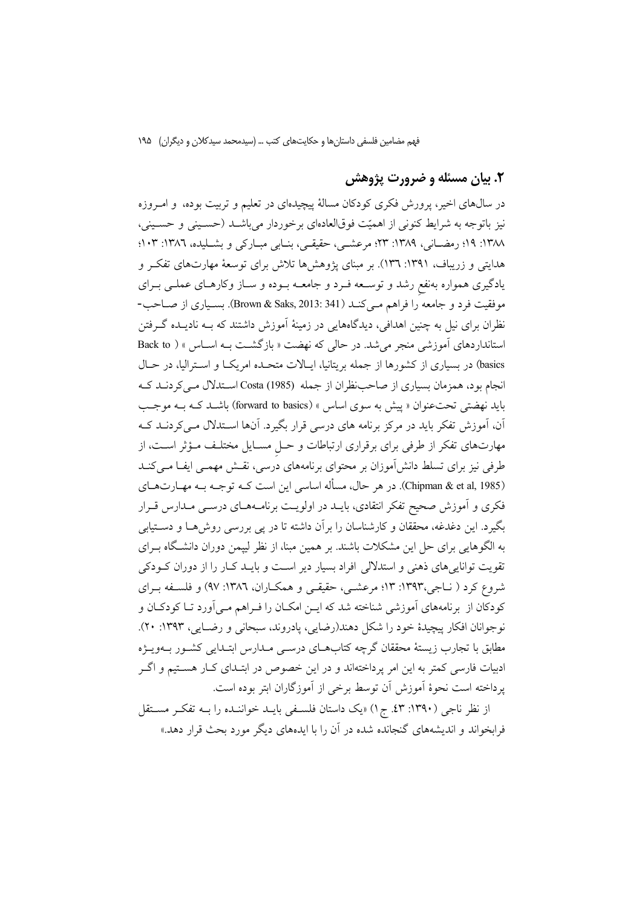## ۲. بیان مسئله و ضرورت پژوهش

در سال‌های اخیر، پرورش فکری کودکان مسالهٔ پیچیده‌ای در تعلیم و تربیت بوده، و امروزه نیز باتوجه به شرایط کنونی از اهمیّت فوق‌العاده‌ای برخوردار می‌باشد (حسینی و حسینی، ۱۳۸۸: ۱۹؛ رمضانی، ۱۳۸۹: ۲۳؛ مرعشی، حقیقی، بنابی مبارکی و بشلیده، ۱۳۸٦: ۱۰۳؛ هدایتی و زریباف، ۱۳۹۱: ۱۳٦). بر مبنای پژوهش‌ها تلاش برای توسعهٔ مهارت‌های تفکر و یادگیری همواره به‌نفعِ رشد و توسعه فرد و جامعه بوده و ساز وکارهای عملی برای موفقیت فرد و جامعه را فراهم می‌کند (Brown & Saks, 2013: 341). بسیاری از صاحب- نظران برای نیل به چنین اهدافی، دیدگاه‌هایی در زمینهٔ آموزش داشتند که به نادیده گرفتن استانداردهای آموزشی منجر می‌شد. در حالی که نهضت « بازگشت به اساس » ( Back to basics) در بسیاری از کشورها از جمله بریتانیا، ایالات متحده امریکا و استرالیا، در حال انجام بود، همزمان بسیاری از صاحب‌نظران از جمله Costa (1985) استدلال می‌کردند که باید نهضتی تحت‌عنوان « پیش به سوی اساس » (forward to basics) باشد که به موجب آن، آموزش تفکر باید در مرکز برنامه های درسی قرار بگیرد. آن‌ها استدلال می‌کردند که مهارت‌های تفکر از طرفی برای برقراری ارتباطات و حلِ مسایل مختلف مؤثر است، از طرفی نیز برای تسلط دانش‌آموزان بر محتوای برنامه‌های درسی، نقش مهمی ایفا می‌کند (Chipman & et al, 1985). در هر حال، مسأله اساسی این است که توجه به مهارت‌های فکری و آموزش صحیح تفکر انتقادی، باید در اولویت برنامه‌های درسی مدارس قرار بگیرد. این دغدغه، محققان و کارشناسان را برآن داشته تا در پی بررسی روش‌ها و دستیابی به الگوهایی برای حل این مشکلات باشند. بر همین مبنا، از نظر لیپمن دوران دانشگاه برای تقویت توانایی‌های ذهنی و استدلالی افراد بسیار دیر است و باید کار را از دوران کودکی شروع کرد ( ناجی،۱۳۹۳: ۱۳؛ مرعشی، حقیقی و همکاران، ۱۳۸٦: ۹۷) و فلسفه برای کودکان از برنامه‌های آموزشی شناخته شد که این امکان را فراهم می‌آورد تا کودکان و نوجوانان افکار پیچیدهٔ خود را شکل دهند(رضایی، پادروند، سبحانی و رضایی، ۱۳۹۳: ۲۰). مطابق با تجارب زیستهٔ محققان گرچه کتاب‌های درسی مدارس ابتدایی کشور به‌ویژه ادبیات فارسی کمتر به این امر پرداخته‌اند و در این خصوص در ابتدای کار هستیم و اگر پرداخته است نحوهٔ آموزش آن توسط برخی از آموزگاران ابتر بوده است.

از نظر ناجی (۱۳۹۰: ٤۳. ج۱) «یک داستان فلسفی باید خواننده را به تفکر مستقل فرابخواند و اندیشه‌های گنجانده شده در آن را با ایده‌های دیگر مورد بحث قرار دهد.»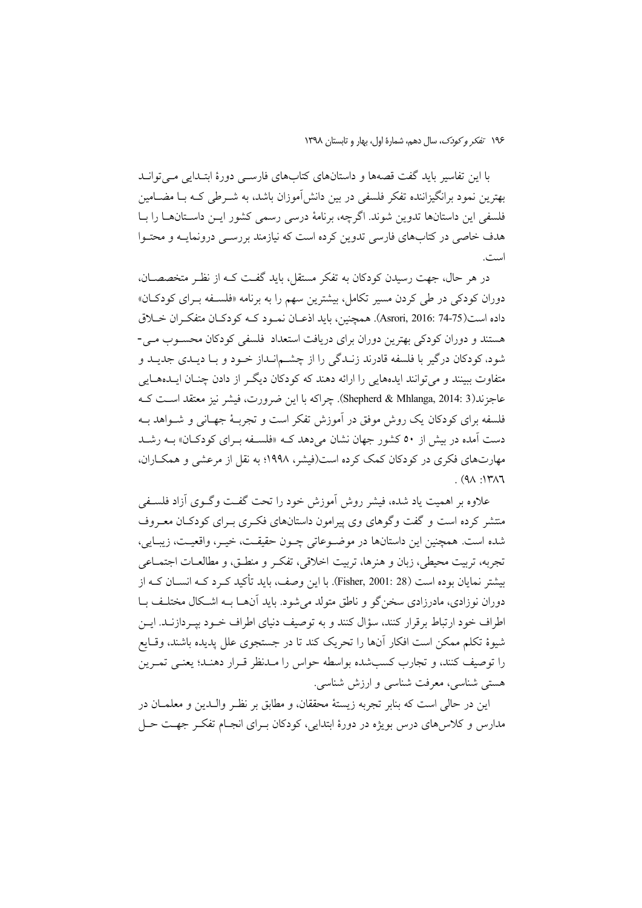با این تفاسیر باید گفت قصه‌ها و داستان‌های کتاب‌های فارسی دورهٔ ابتدایی می‌تواند بهترین نمود برانگیزاننده تفکر فلسفی در بین دانش‌آموزان باشد، به شرطی که با مضامین فلسفی این داستان‌ها تدوین شوند. اگرچه، برنامهٔ درسی رسمی کشور این داستان‌ها را با هدف خاصی در کتاب‌های فارسی تدوین کرده است که نیازمند بررسی درونمایه و محتوا است.

در هر حال، جهت رسیدن کودکان به تفکر مستقل، باید گفت که از نظر متخصصان، دوران کودکی در طی کردن مسیر تکامل، بیشترین سهم را به برنامه «فلسفه برای کودکان» داده است(Asrori, 2016: 74-75). همچنین، باید اذعان نمود که کودکان متفکران خلاق هستند و دوران کودکی بهترین دوران برای دریافت استعداد فلسفی کودکان محسوب می‌شود، کودکان درگیر با فلسفه قادرند زندگی را از چشم‌انداز خود و با دیدی جدید و متفاوت ببینند و می‌توانند ایده‌هایی را ارائه دهند که کودکان دیگر از دادن چنان ایده‌هایی عاجزند(Shepherd & Mhlanga, 2014: 3). چراکه با این ضرورت، فیشر نیز معتقد است که فلسفه برای کودکان یک روش موفق در آموزش تفکر است و تجربهٔ جهانی و شواهد به دست آمده در بیش از ۵۰ کشور جهان نشان می‌دهد که «فلسفه برای کودکان» به رشد مهارت‌های فکری در کودکان کمک کرده است(فیشر، ۱۹۹۸؛ به نقل از مرعشی و همکاران، ۱۳۸٦: ۹۸).

علاوه بر اهمیت یاد شده، فیشر روش آموزش خود را تحت گفت وگوی آزاد فلسفی منتشر کرده است و گفت وگوهای وی پیرامون داستان‌های فکری برای کودکان معروف شده است. همچنین این داستان‌ها در موضوعاتی چون حقیقت، خیر، واقعیت، زیبایی، تجربه، تربیت محیطی، زبان و هنرها، تربیت اخلاقی، تفکر و منطق، و مطالعات اجتماعی بیشتر نمایان بوده است (Fisher, 2001: 28). با این وصف، باید تأکید کرد که انسان که از دوران نوزادی، مادرزادی سخن‌گو و ناطق متولد می‌شود. باید آن‌ها به اشکال مختلف با اطراف خود ارتباط برقرار کنند، سؤال کنند و به توصیف دنیای اطراف خود بپردازند. این شیوهٔ تکلم ممکن است افکار آن‌ها را تحریک کند تا در جستجوی علل پدیده باشند، وقایع را توصیف کنند، و تجارب کسب‌شده بواسطه حواس را مدنظر قرار دهند؛ یعنی تمرین هستی شناسی، معرفت شناسی و ارزش شناسی.

این در حالی است که بنابر تجربه زیستهٔ محققان، و مطابق بر نظر والدین و معلمان در مدارس و کلاس‌های درس بویژه در دورهٔ ابتدایی، کودکان برای انجام تفکر جهت حل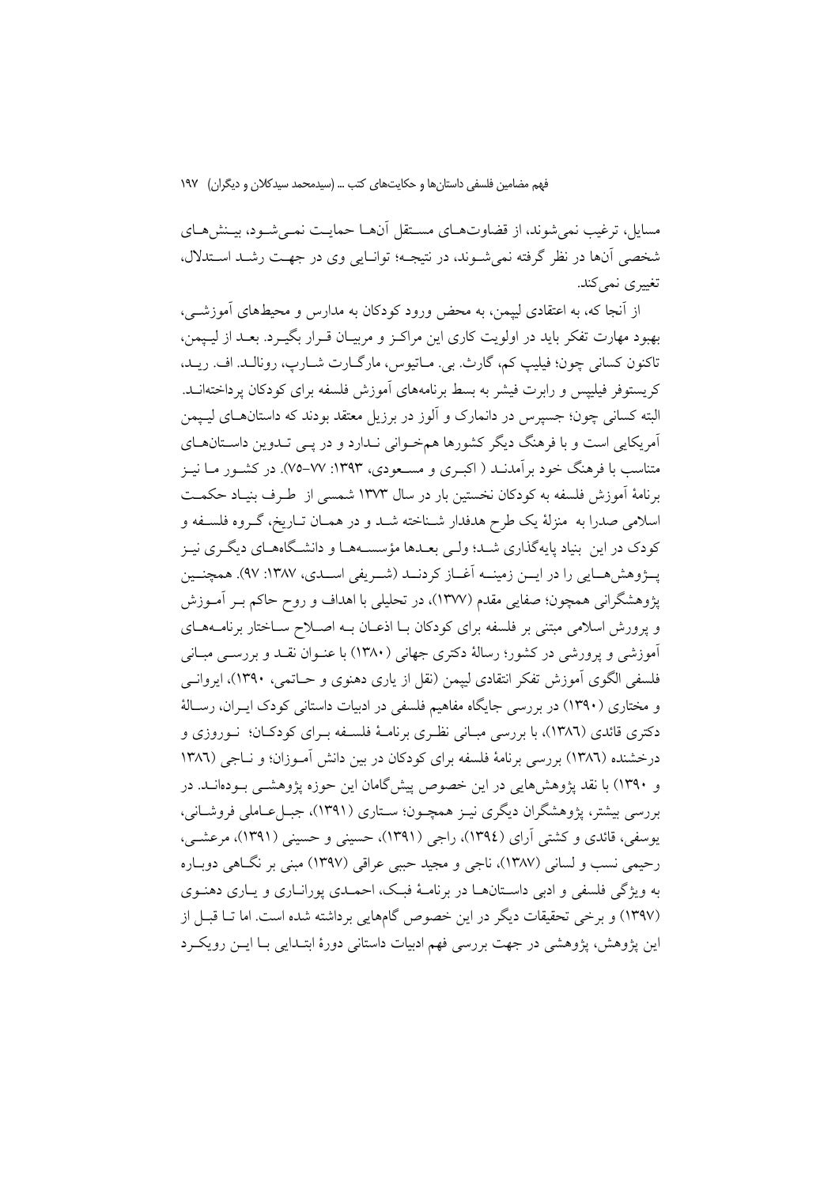مسایل، ترغیب نمی‌شوند، از قضاوت‌های مستقل آن‌ها حمایت نمی‌شود، بینش‌های شخصی آن‌ها در نظر گرفته نمی‌شوند، در نتیجه؛ توانایی وی در جهت رشد استدلال، تغییری نمی‌کند.

از آنجا که، به اعتقادی لیپمن، به محض ورود کودکان به مدارس و محیط‌های آموزشی، بهبود مهارت تفکر باید در اولویت کاری این مراکز و مربیان قرار بگیرد. بعد از لیپمن، تاکنون کسانی چون؛ فیلیپ کم، گارث. بی. ماتیوس، مارگارت شارپ، رونالد. اف. رید، کریستوفر فیلیپس و رابرت فیشر به بسط برنامه‌های آموزش فلسفه برای کودکان پرداخته‌اند. البته کسانی چون؛ جسپرس در دانمارک و آلوز در برزیل معتقد بودند که داستان‌های لیپمن آمریکایی است و با فرهنگ دیگر کشورها همخوانی ندارد و در پی تدوین داستان‌های متناسب با فرهنگ خود برآمدند ( اکبری و مسعودی، ۱۳۹۳: ۷۷–۷۵). در کشور ما نیز برنامهٔ آموزش فلسفه به کودکان نخستین بار در سال ۱۳۷۳ شمسی از طرف بنیاد حکمت اسلامی صدرا به منزلهٔ یک طرح هدفدار شناخته شد و در همان تاریخ، گروه فلسفه و کودک در این بنیاد پایه‌گذاری شد؛ ولی بعدها مؤسسه‌ها و دانشگاه‌های دیگری نیز پژوهش‌هایی را در این زمینه آغاز کردند (شریفی اسدی، ۱۳۸۷: ۹۷). همچنین پژوهشگرانی همچون؛ صفایی مقدم (۱۳۷۷)، در تحلیلی با اهداف و روح حاکم بر آموزش و پرورش اسلامی مبتنی بر فلسفه برای کودکان با اذعان به اصلاح ساختار برنامه‌های آموزشی و پرورشی در کشور؛ رسالهٔ دکتری جهانی (۱۳۸۰) با عنوان نقد و بررسی مبانی فلسفی الگوی آموزش تفکر انتقادی لیپمن (نقل از یاری دهنوی و حاتمی، ۱۳۹۰)، ایروانی و مختاری (۱۳۹۰) در بررسی جایگاه مفاهیم فلسفی در ادبیات داستانی کودک ایران، رسالهٔ دکتری قائدی (۱۳۸۶)، با بررسی مبانی نظری برنامهٔ فلسفه برای کودکان؛ نوروزی و درخشنده (۱۳۸۶) بررسی برنامهٔ فلسفه برای کودکان در بین دانش آموزان؛ و ناجی (۱۳۸۶ و ۱۳۹۰) با نقد پژوهش‌هایی در این خصوص پیش‌گامان این حوزه پژوهشی بوده‌اند. در بررسی بیشتر، پژوهشگران دیگری نیز همچون؛ ستاری (۱۳۹۱)، جبل‌عاملی فروشانی، یوسفی، قائدی و کشتی آرای (۱۳۹٤)، راجی (۱۳۹۱)، حسینی و حسینی (۱۳۹۱)، مرعشی، رحیمی نسب و لسانی (۱۳۸۷)، ناجی و مجید حبیی عراقی (۱۳۹۷) مبنی بر نگاهی دوباره به ویژگی فلسفی و ادبی داستان‌ها در برنامهٔ فبک، احمدی پورانازی و یاری دهنوی (۱۳۹۷) و برخی تحقیقات دیگر در این خصوص گام‌هایی برداشته شده است. اما تا قبل از این پژوهش، پژوهشی در جهت بررسی فهم ادبیات داستانی دورهٔ ابتدایی با این رویکرد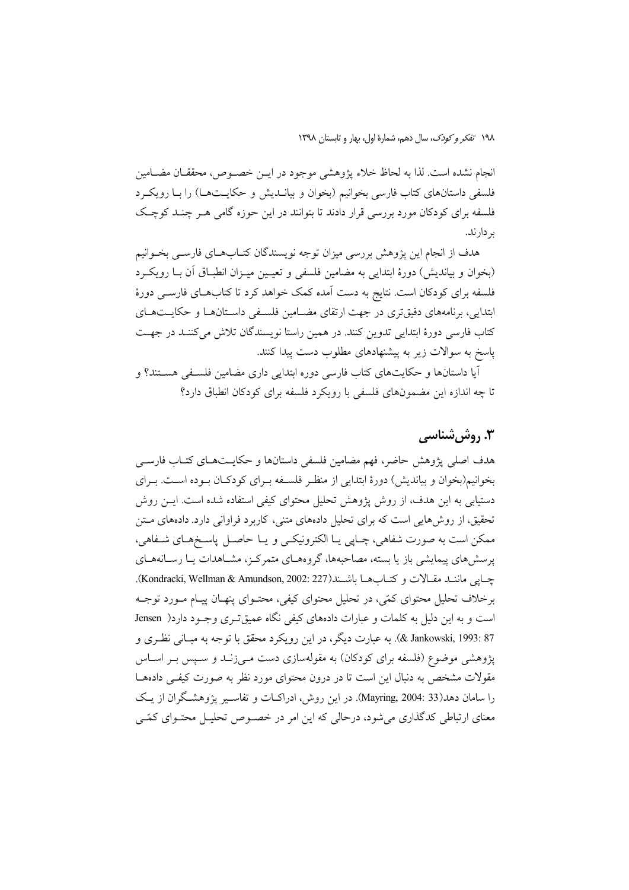انجام نشده است. لذا به لحاظ خلاء پژوهشی موجود در این خصوص، محققان مضامین فلسفی داستان‌های کتاب فارسی بخوانیم (بخوان و بیاندیش و حکایت‌ها) را با رویکرد فلسفه برای کودکان مورد بررسی قرار دادند تا بتوانند در این حوزه گامی هر چند کوچک بردارند.

هدف از انجام این پژوهش بررسی میزان توجه نویسندگان کتاب‌های فارسی بخوانیم (بخوان و بیاندیش) دورهٔ ابتدایی به مضامین فلسفی و تعیین میزان انطباق آن با رویکرد فلسفه برای کودکان است. نتایج به دست آمده کمک خواهد کرد تا کتاب‌های فارسی دورهٔ ابتدایی، برنامه‌های دقیق‌تری در جهت ارتقای مضامین فلسفی داستان‌ها و حکایت‌های کتاب فارسی دورهٔ ابتدایی تدوین کنند. در همین راستا نویسندگان تلاش می‌کنند در جهت پاسخ به سوالات زیر به پیشنهادهای مطلوب دست پیدا کنند.

آیا داستان‌ها و حکایت‌های کتاب فارسی دوره ابتدایی داری مضامین فلسفی هستند؟ و تا چه اندازه این مضمون‌های فلسفی با رویکرد فلسفه برای کودکان انطباق دارد؟

## ۳. روش‌شناسی

هدف اصلی پژوهش حاضر، فهم مضامین فلسفی داستان‌ها و حکایت‌های کتاب فارسی بخوانیم(بخوان و بیاندیش) دورهٔ ابتدایی از منظر فلسفه برای کودکان بوده است. برای دستیابی به این هدف، از روش پژوهش تحلیل محتوای کیفی استفاده شده است. این روش تحقیق، از روش‌هایی است که برای تحلیل داده‌های متنی، کاربرد فراوانی دارد. داده‌های متن ممکن است به صورت شفاهی، چاپی یا الکترونیکی و یا حاصل پاسخ‌های شفاهی، پرسش‌های پیمایشی باز یا بسته، مصاحبه‌ها، گروه‌های متمرکز، مشاهدات یا رسانه‌های چاپی مانند مقالات و کتاب‌ها باشند(Kondracki, Wellman & Amundson, 2002: 227). برخلاف تحلیل محتوای کمّی، در تحلیل محتوای کیفی، محتوای پنهان پیام مورد توجه است و به این دلیل به کلمات و عبارات داده‌های کیفی نگاه عمیق‌تری وجود دارد( Jensen & Jankowski, 1993: 87). به عبارت دیگر، در این رویکرد محقق با توجه به مبانی نظری و پژوهشی موضوع (فلسفه برای کودکان) به مقوله‌سازی دست می‌زند و سپس بر اساس مقولات مشخص به دنبال این است تا در درون محتوای مورد نظر به صورت کیفی داده‌ها را سامان دهد(Mayring, 2004: 33). در این روش، ادراکات و تفاسیر پژوهشگران از یک معنای ارتباطی کدگذاری می‌شود، درحالی که این امر در خصوص تحلیل محتوای کمّی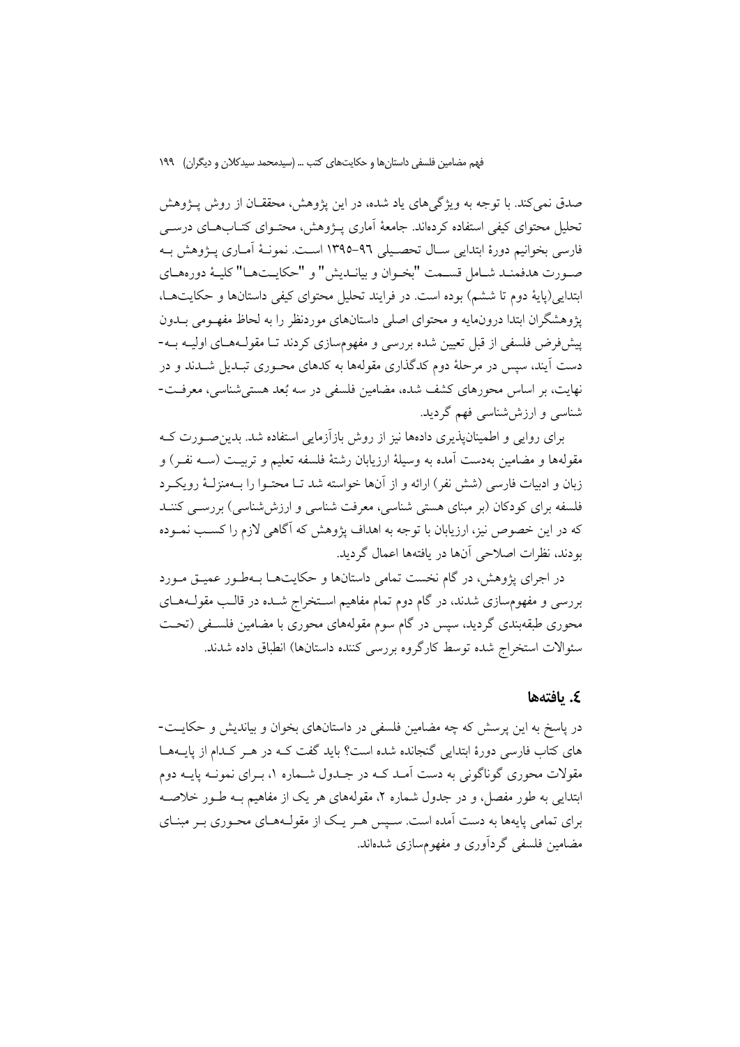صدق نمی‌کند. با توجه به ویژگی‌های یاد شده، در این پژوهش، محققان از روش پژوهش تحلیل محتوای کیفی استفاده کرده‌اند. جامعهٔ آماری پژوهش، محتوای کتاب‌های درسی فارسی بخوانیم دورهٔ ابتدایی سال تحصیلی ٩٦-١٣٩٥ است. نمونهٔ آماری پژوهش به صورت هدفمند شامل قسمت "بخوان و بیاندیش" و "حکایت‌ها" کلیهٔ دوره‌های ابتدایی(پایهٔ دوم تا ششم) بوده است. در فرایند تحلیل محتوای کیفی داستان‌ها و حکایت‌ها، پژوهشگران ابتدا درون‌مایه و محتوای اصلی داستان‌های موردنظر را به لحاظ مفهومی بدون پیش‌فرض فلسفی از قبل تعیین شده بررسی و مفهوم‌سازی کردند تا مقوله‌های اولیه به‌دست آیند، سپس در مرحلهٔ دوم کدگذاری مقوله‌ها به کدهای محوری تبدیل شدند و در نهایت، بر اساس محورهای کشف شده، مضامین فلسفی در سه بُعد هستی‌شناسی، معرفت‌شناسی و ارزش‌شناسی فهم گردید.

برای روایی و اطمینان‌پذیری داده‌ها نیز از روش بازآزمایی استفاده شد. بدین‌صورت که مقوله‌ها و مضامین به‌دست آمده به وسیلهٔ ارزیابان رشتهٔ فلسفه تعلیم و تربیت (سه نفر) و زبان و ادبیات فارسی (شش نفر) ارائه و از آن‌ها خواسته شد تا محتوا را به‌منزلهٔ رویکرد فلسفه برای کودکان (بر مبنای هستی شناسی، معرفت شناسی و ارزش‌شناسی) بررسی کنند که در این خصوص نیز، ارزیابان با توجه به اهداف پژوهش که آگاهی لازم را کسب نموده بودند، نظرات اصلاحی آن‌ها در یافته‌ها اعمال گردید.

در اجرای پژوهش، در گام نخست تمامی داستان‌ها و حکایت‌ها به‌طور عمیق مورد بررسی و مفهوم‌سازی شدند، در گام دوم تمام مفاهیم استخراج شده در قالب مقوله‌های محوری طبقه‌بندی گردید، سپس در گام سوم مقوله‌های محوری با مضامین فلسفی (تحت سئوالات استخراج شده توسط کارگروه بررسی کننده داستان‌ها) انطباق داده شدند.

## ٤. یافته‌ها

در پاسخ به این پرسش که چه مضامین فلسفی در داستان‌های بخوان و بیاندیش و حکایت‌های کتاب فارسی دورهٔ ابتدایی گنجانده شده است؟ باید گفت که در هر کدام از پایه‌ها مقولات محوری گوناگونی به دست آمد که در جدول شماره ١، برای نمونه پایه دوم ابتدایی به طور مفصل، و در جدول شماره ٢، مقوله‌های هر یک از مفاهیم به طور خلاصه برای تمامی پایه‌ها به دست آمده است. سپس هر یک از مقوله‌های محوری بر مبنای مضامین فلسفی گردآوری و مفهوم‌سازی شده‌اند.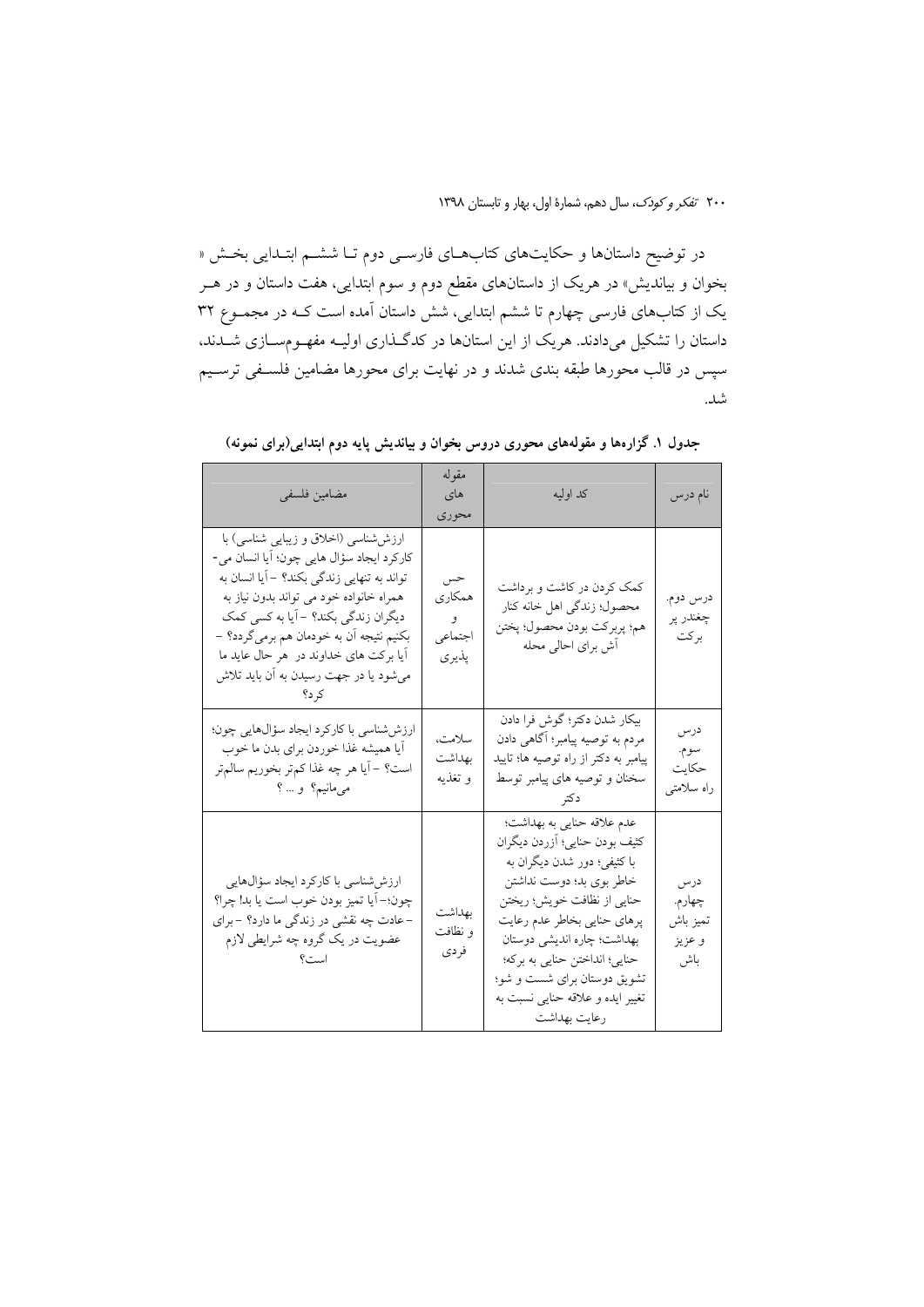در توضیح داستان‌ها و حکایت‌های کتاب‌های فارسی دوم تا ششم ابتدایی بخش « بخوان و بیاندیش» در هریک از داستان‌های مقطع دوم و سوم ابتدایی، هفت داستان و در هر یک از کتاب‌های فارسی چهارم تا ششم ابتدایی، شش داستان آمده است که در مجموع ۳۲ داستان را تشکیل می‌دادند. هریک از این استان‌ها در کدگذاری اولیه مفهوم‌سازی شدند، سپس در قالب محورها طبقه بندی شدند و در نهایت برای محورها مضامین فلسفی ترسیم شد.

**جدول ۱. گزاره‌ها و مقوله‌های محوری دروس بخوان و بیاندیش پایه دوم ابتدایی(برای نمونه)**

| نام درس | کد اولیه | مقوله های محوری | مضامین فلسفی |
|---|---|---|---|
| درس دوم. چغندر پر برکت | کمک کردن در کاشت و برداشت محصول؛ زندگی اهل خانه کنار هم؛ پربرکت بودن محصول؛ پختن آش برای اهالی محله | حس همکاری و اجتماعی پذیری | ارزش‌شناسی (اخلاق و زیبایی شناسی) با کارکرد ایجاد سؤال هایی چون؛ آیا انسان می-تواند به تنهایی زندگی بکند؟ –آیا انسان به همراه خانواده خود می تواند بدون نیاز به دیگران زندگی بکند؟ –آیا به کسی کمک بکنیم نتیجه آن به خودمان هم برمی‌گردد؟ –آیا برکت های خداوند در هر حال عاید ما می‌شود یا در جهت رسیدن به آن باید تلاش کرد؟ |
| درس سوم. حکایت راه سلامتی | بیکار شدن دکتر؛ گوش فرا دادن مردم به توصیه پیامبر؛ آگاهی دادن پیامبر به دکتر از راه توصیه ها؛ تایید سخنان و توصیه های پیامبر توسط دکتر | سلامت، بهداشت و تغذیه | ارزش‌شناسی با کارکرد ایجاد سؤال‌هایی چون؛ آیا همیشه غذا خوردن برای بدن ما خوب است؟ –آیا هر چه غذا کم‌تر بخوریم سالم‌تر می‌مانیم؟ و ... ؟ |
| درس چهارم. تمیز باش و عزیز باش | عدم علاقه حنایی به بهداشت؛ کثیف بودن حنایی؛ آزردن دیگران با کثیفی؛ دور شدن دیگران به خاطر بوی بد؛ دوست نداشتن حنایی از نظافت خویش؛ ریختن پرهای حنایی بخاطر عدم رعایت بهداشت؛ چاره اندیشی دوستان حنایی؛ انداختن حنایی به برکه؛ تشویق دوستان برای شست و شو؛ تغییر ایده و علاقه حنایی نسبت به رعایت بهداشت | بهداشت و نظافت فردی | ارزش‌شناسی با کارکرد ایجاد سؤال‌هایی چون؛–آیا تمیز بودن خوب است یا بد! چرا؟ –عادت چه نقشی در زندگی ما دارد؟ –برای عضویت در یک گروه چه شرایطی لازم است؟ |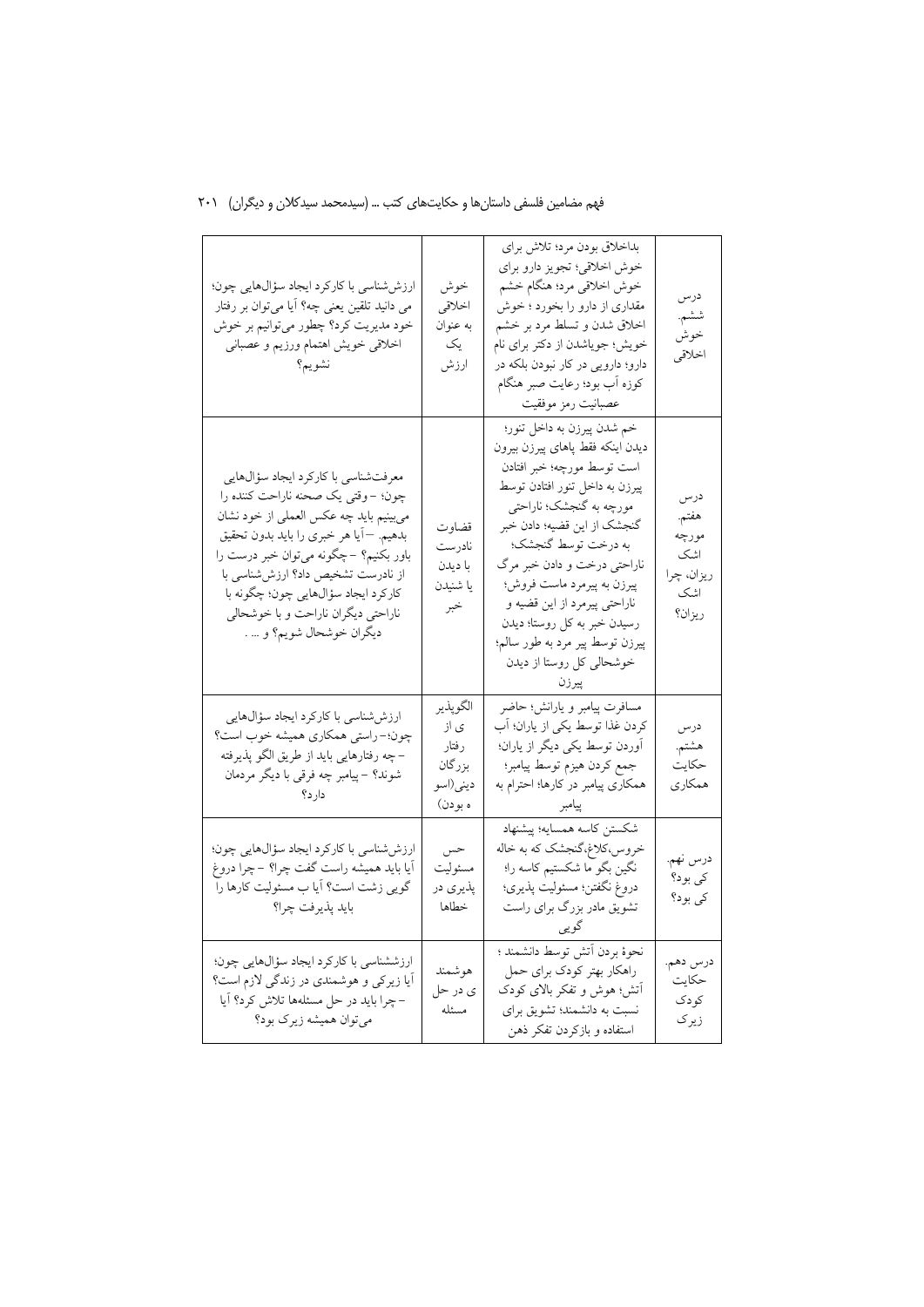| درس ششم. خوش اخلاقی | بداخلاق بودن مرد؛ تلاش برای خوش اخلاقی؛ تجویز دارو برای خوش اخلاقی مرد؛ هنگام خشم مقداری از دارو را بخورد ؛ خوش اخلاق شدن و تسلط مرد بر خشم خویش؛ جویاشدن از دکتر برای نام دارو؛ دارویی در کار نبودن بلکه در کوزه آب بود؛ رعایت صبر هنگام عصبانیت رمز موفقیت | خوش اخلاقی به عنوان یک ارزش | ارزش‌شناسی با کارکرد ایجاد سؤال‌هایی چون؛ می دانید تلقین یعنی چه؟ آیا می‌توان بر رفتار خود مدیریت کرد؟ چطور می‌توانیم بر خوش اخلاقی خویش اهتمام ورزیم و عصبانی نشویم؟ |
|---|---|---|---|
| درس هفتم. مورچه اشک ریزان، چرا اشک ریزان؟ | خم شدن پیرزن به داخل تنور؛ دیدن اینکه فقط پاهای پیرزن بیرون است توسط مورچه؛ خبر افتادن پیرزن به داخل تنور افتادن توسط مورچه به گنجشک؛ ناراحتی گنجشک از این قضیه؛ دادن خبر به درخت توسط گنجشک؛ ناراحتی درخت و دادن خبر مرگ پیرزن به پیرمرد ماست فروش؛ ناراحتی پیرمرد از این قضیه و رسیدن خبر به کل روستا؛ دیدن پیرزن توسط پیر مرد به طور سالم؛ خوشحالی کل روستا از دیدن پیرزن | قضاوت نادرست با دیدن یا شنیدن خبر | معرفت‌شناسی با کارکرد ایجاد سؤال‌هایی چون؛ – وقتی یک صحنه ناراحت کننده را می‌بینیم باید چه عکس العملی از خود نشان بدهیم. –آیا هر خبری را باید بدون تحقیق باور بکنیم؟ –چگونه می‌توان خبر درست را از نادرست تشخیص داد؟ ارزش‌شناسی با کارکرد ایجاد سؤال‌هایی چون؛ چگونه با ناراحتی دیگران ناراحت و با خوشحالی دیگران خوشحال شویم؟ و ... . |
| درس هشتم. حکایت همکاری | مسافرت پیامبر و یارانش؛ حاضر کردن غذا توسط یکی از یاران؛ آب آوردن توسط یکی دیگر از یاران؛ جمع کردن هیزم توسط پیامبر؛ همکاری پیامبر در کارها؛ احترام به پیامبر | الگوپذیری از رفتار بزرگان دینی(اسوه بودن) | ارزش‌شناسی با کارکرد ایجاد سؤال‌هایی چون؛–راستی همکاری همیشه خوب است؟ –چه رفتارهایی باید از طریق الگو پذیرفته شوند؟ –پیامبر چه فرقی با دیگر مردمان دارد؟ |
| درس نهم. کی بود؟ کی بود؟ | شکستن کاسه همسایه؛ پیشنهاد خروس،کلاغ،گنجشک که به خاله نگین بگو ما شکستیم کاسه را؛ دروغ نگفتن؛ مسئولیت پذیری؛ تشویق مادر بزرگ برای راست گویی | حس مسئولیت پذیری در خطاها | ارزش‌شناسی با کارکرد ایجاد سؤال‌هایی چون؛ آیا باید همیشه راست گفت چرا؟ –چرا دروغ گویی زشت است؟ آیا ب مسئولیت کارها را باید پذیرفت چرا؟ |
| درس دهم. حکایت کودک زیرک | نحوهٔ بردن آتش توسط دانشمند ؛ راهکار بهتر کودک برای حمل آتش؛ هوش و تفکر بالای کودک نسبت به دانشمند؛ تشویق برای استفاده و بازکردن تفکر ذهن | هوشمندی در حل مسئله | ارزششناسی با کارکرد ایجاد سؤال‌هایی چون؛ آیا زیرکی و هوشمندی در زندگی لازم است؟ –چرا باید در حل مسئله‌ها تلاش کرد؟ آیا می‌توان همیشه زیرک بود؟ |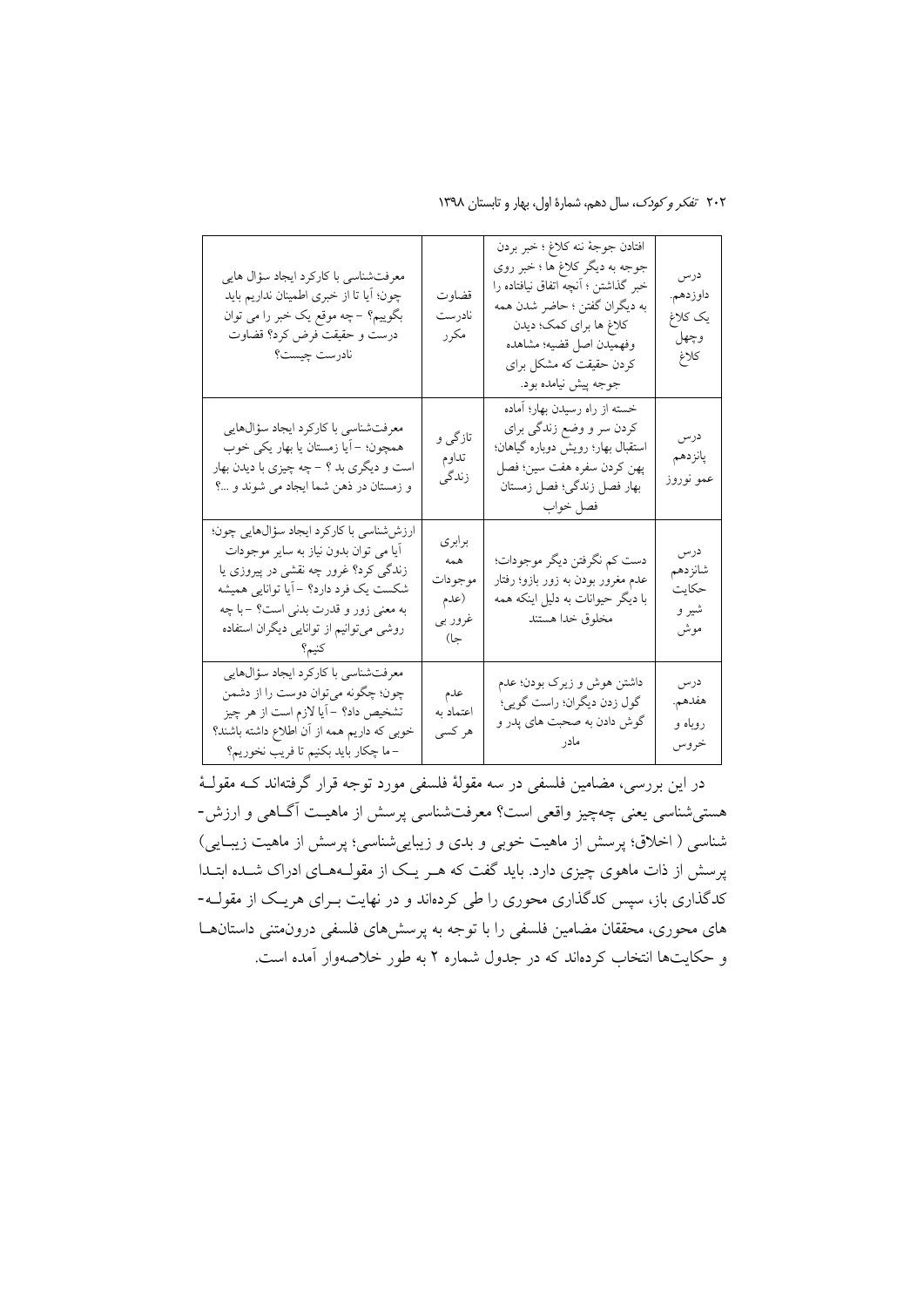| درس داوزدهم. یک کلاغ وچهل کلاغ | افتادن جوجهٔ نه کلاغ ؛ خبر بردن جوجه به دیگر کلاغ ها ؛ خبر روی خبر گذاشتن ؛ آنچه اتفاق نیافتاده را به دیگران گفتن ؛ حاضر شدن همه کلاغ ها برای کمک؛ دیدن وفهمیدن اصل قضیه؛ مشاهده کردن حقیقت که مشکل برای جوجه پیش نیامده بود. | قضاوت نادرست مکرر | معرفت‌شناسی با کارکرد ایجاد سؤال هایی چون؛ آیا تا از خبری اطمینان نداریم باید بگوییم؟ –چه موقع یک خبر را می توان درست و حقیقت فرض کرد؟ قضاوت نادرست چیست؟ |
|---|---|---|---|
| درس پانزدهم عمو نوروز | خسته از راه رسیدن بهار؛ آماده کردن سر و وضع زندگی برای استقبال بهار؛ رویش دوباره گیاهان؛ پهن کردن سفره هفت سین؛ فصل بهار فصل زندگی؛ فصل زمستان فصل خواب | تازگی و تداوم زندگی | معرفت‌شناسی با کارکرد ایجاد سؤال‌هایی همچون؛ –آیا زمستان یا بهار یکی خوب است و دیگری بد ؟ – چه چیزی با دیدن بهار و زمستان در ذهن شما ایجاد می شوند و ...؟ |
| درس شانزدهم حکایت شیر و موش | دست کم نگرفتن دیگر موجودات؛ عدم مغرور بودن به زور بازو؛ رفتار با دیگر حیوانات به دلیل اینکه همه مخلوق خدا هستند | برابری همه موجودات (عدم غرور بی جا) | ارزش‌شناسی با کارکرد ایجاد سؤال‌هایی چون؛ آیا می توان بدون نیاز به سایر موجودات زندگی کرد؟ غرور چه نقشی در پیروزی یا شکست یک فرد دارد؟ –آیا توانایی همیشه به معنی زور و قدرت بدنی است؟ –با چه روشی می‌توانیم از توانایی دیگران استفاده کنیم؟ |
| درس هفدهم. روباه و خروس | داشتن هوش و زیرک بودن؛ عدم گول زدن دیگران؛ راست گویی؛ گوش دادن به صحبت های پدر و مادر | عدم اعتماد به هر کسی | معرفت‌شناسی با کارکرد ایجاد سؤال‌هایی چون؛ چگونه می‌توان دوست را از دشمن تشخیص داد؟ –آیا لازم است از هر چیز خوبی که داریم همه از آن اطلاع داشته باشند؟ –ما چکار باید بکنیم تا فریب نخوریم؟ |

در این بررسی، مضامین فلسفی در سه مقولهٔ فلسفی مورد توجه قرار گرفته‌اند کـه مقولـهٔ هستی‌شناسی یعنی چه‌چیز واقعی است؟ معرفت‌شناسی پرسش از ماهیـت آگـاهی و ارزش-شناسی ( اخلاق؛ پرسش از ماهیت خوبی و بدی و زیبایی‌شناسی؛ پرسش از ماهیت زیبـایی) پرسش از ذات ماهوی چیزی دارد. باید گفت که هـر یـک از مقولـه‌هـای ادراک شـده ابتـدا کدگذاری باز، سپس کدگذاری محوری را طی کرده‌اند و در نهایت بـرای هریـک از مقولـه-های محوری، محققان مضامین فلسفی را با توجه به پرسش‌های فلسفی درون‌متنی داستان‌هـا و حکایت‌ها انتخاب کرده‌اند که در جدول شماره ۲ به طور خلاصه‌وار آمده است.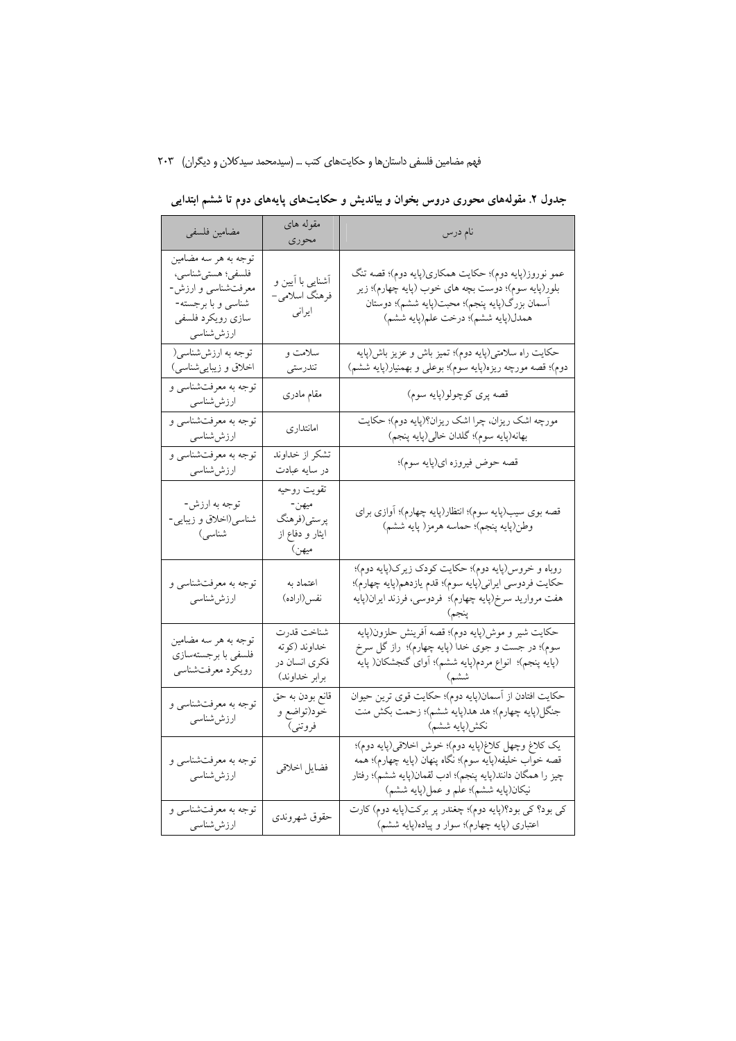**جدول ۲. مقوله‌های محوری دروس بخوان و بیاندیش و حکایت‌های پایه‌های دوم تا ششم ابتدایی**

| نام درس | مقوله های محوری | مضامین فلسفی |
|---|---|---|
| عمو نوروز(پایه دوم)؛ حکایت همکاری(پایه دوم)؛ قصه تنگ بلور(پایه سوم)؛ دوست بچه های خوب (پایه چهارم)؛ زیر آسمان بزرگ(پایه پنجم)؛ محبت(پایه ششم)؛ دوستان همدل(پایه ششم)؛ درخت علم(پایه ششم) | آشنایی با آیین و فرهنگ اسلامی- ایرانی | توجه به هر سه مضامین فلسفی؛ هستی‌شناسی، معرفت‌شناسی و ارزش-شناسی و با برجسته-سازی رویکرد فلسفی ارزش‌شناسی |
| حکایت راه سلامتی(پایه دوم)؛ تمیز باش و عزیز باش(پایه دوم)؛ قصه مورچه ریزه(پایه سوم)؛ بوعلی و بهمنیار(پایه ششم) | سلامت و تندرستی | توجه به ارزش‌شناسی( اخلاق و زیبایی‌شناسی) |
| قصه پری کوچولو(پایه سوم) | مقام مادری | توجه به معرفت‌شناسی و ارزش‌شناسی |
| مورچه اشک ریزان، چرا اشک ریزان؟(پایه دوم)؛ حکایت بهانه(پایه سوم)؛ گلدان خالی (پایه پنجم) | امانتداری | توجه به معرفت‌شناسی و ارزش‌شناسی |
| قصه حوض فیروزه ای(پایه سوم)؛ | تشکر از خداوند در سایه عبادت | توجه به معرفت‌شناسی و ارزش‌شناسی |
| قصه بوی سیب(پایه سوم)؛ انتظار(پایه چهارم)؛ آوازی برای وطن(پایه پنجم)؛ حماسه هرمز( پایه ششم) | تقویت روحیه میهن- پرستی(فرهنگ ایثار و دفاع از میهن) | توجه به ارزش-شناسی(اخلاق و زیبایی-شناسی) |
| روباه و خروس(پایه دوم)؛ حکایت کودک زیرک(پایه دوم)؛ حکایت فردوسی ایرانی(پایه سوم)؛ قدم یازدهم(پایه چهارم)؛ هفت مروارید سرخ(پایه چهارم)؛ فردوسی، فرزند ایران(پایه پنجم) | اعتماد به نفس(اراده) | توجه به معرفت‌شناسی و ارزش‌شناسی |
| حکایت شیر و موش(پایه دوم)؛ قصه آفرینش حلزون(پایه سوم)؛ در جست و جوی خدا (پایه چهارم)؛ راز گل سرخ (پایه پنجم)؛ انواع مردم(پایه ششم)؛ آوای گنجشکان( پایه ششم) | شناخت قدرت خداوند (کوته فکری انسان در برابر خداوند) | توجه به هر سه مضامین فلسفی با برجسته‌سازی رویکرد معرفت‌شناسی |
| حکایت افتادن از آسمان(پایه دوم)؛ حکایت قوی ترین حیوان جنگل(پایه چهارم)؛ هد هد(پایه ششم)؛ زحمت بکش منت نکش(پایه ششم) | قانع بودن به حق خود(تواضع و فروتنی) | توجه به معرفت‌شناسی و ارزش‌شناسی |
| یک کلاغ وچهل کلاغ(پایه دوم)؛ خوش اخلاقی(پایه دوم)؛ قصه خواب خلیفه(پایه سوم)؛ نگاه پنهان (پایه چهارم)؛ همه چیز را همگان دانند(پایه پنجم)؛ ادب لقمان(پایه ششم)؛ رفتار نیکان(پایه ششم)؛ علم و عمل(پایه ششم) | فضایل اخلاقی | توجه به معرفت‌شناسی و ارزش‌شناسی |
| کی بود؟ کی بود؟(پایه دوم)؛ چغندر پر برکت(پایه دوم) کارت اعتباری (پایه چهارم)؛ سوار و پیاده(پایه ششم) | حقوق شهروندی | توجه به معرفت‌شناسی و ارزش‌شناسی |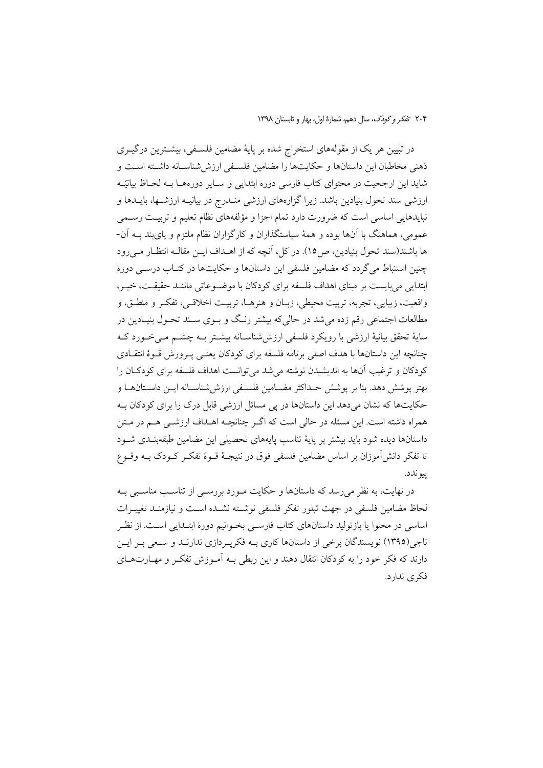در تبیین هر یک از مقوله‌های استخراج شده بر پایهٔ مضامین فلسفی، بیشترین درگیری ذهنی مخاطبان این داستان‌ها و حکایت‌ها را مضامین فلسفی ارزش‌شناسانه داشته است و شاید این ارجحیت در محتوای کتاب فارسی دوره ابتدایی و سایر دوره‌ها به لحاظ بیانیّه ارزشی سند تحول بنیادین باشد. زیرا گزاره‌های ارزشی مندرج در بیانیه ارزش‌ها، بایدها و نبایدهایی اساسی است که ضرورت دارد تمام اجزا و مؤلفه‌های نظام تعلیم و تربیت رسمی عمومی، هماهنگ با آن‌ها بوده و همهٔ سیاستگذاران و کارگزاران نظام ملتزم و پای‌بند به آن‌ها باشند(سند تحول بنیادین، ص۱۵). در کل، آنچه که از اهداف این مقاله انتظار می‌رود چنین استنباط می‌گردد که مضامین فلسفی این داستان‌ها و حکایت‌ها در کتاب درسی دورهٔ ابتدایی می‌بایست بر مبنای اهداف فلسفه برای کودکان با موضوعاتی مانند حقیقت، خیر، واقعیت، زیبایی، تجربه، تربیت محیطی، زبان و هنرها، تربیت اخلاقی، تفکر و منطق، و مطالعات اجتماعی رقم زده می‌شد در حالی‌که بیشتر رنگ و بوی سند تحول بنیادین در سایهٔ تحقق بیانیهٔ ارزشی با رویکرد فلسفی ارزش‌شناسانه بیشتر به چشم می‌خورد که چنانچه این داستان‌ها با هدف اصلی برنامه فلسفه برای کودکان یعنی پرورش قوهٔ انتقادی کودکان و ترغیب آن‌ها به اندیشیدن نوشته می‌شد می‌توانست اهداف فلسفه برای کودکان را بهتر پوشش دهد. بنا بر پوشش حداکثر مضامین فلسفی ارزش‌شناسانه این داستان‌ها و حکایت‌ها که نشان می‌دهد این داستان‌ها در پی مسائل ارزشی قابل درک را برای کودکان به همراه داشته است. این مسئله در حالی است که اگر چنانچه اهداف ارزشی هم در متن داستان‌ها دیده شود باید بیشتر بر پایهٔ تناسب پایه‌های تحصیلی این مضامین طبقه‌بندی شود تا تفکر دانش‌آموزان بر اساس مضامین فلسفی فوق در نتیجهٔ قوهٔ تفکر کودک به وقوع پیوندد.

در نهایت، به نظر می‌رسد که داستان‌ها و حکایت مورد بررسی از تناسب مناسبی به لحاظ مضامین فلسفی در جهت تبلور تفکر فلسفی نوشته نشده است و نیازمند تغییرات اساسی در محتوا یا بازتولید داستان‌های کتاب فارسی بخوانیم دورهٔ ابتدایی است. از نظر ناجی(۱۳۹۵) نویسندگان برخی از داستان‌ها کاری به فکرپردازی ندارند و سعی بر این دارند که فکر خود را به کودکان انتقال دهند و این ربطی به آموزش تفکر و مهارت‌های فکری ندارد.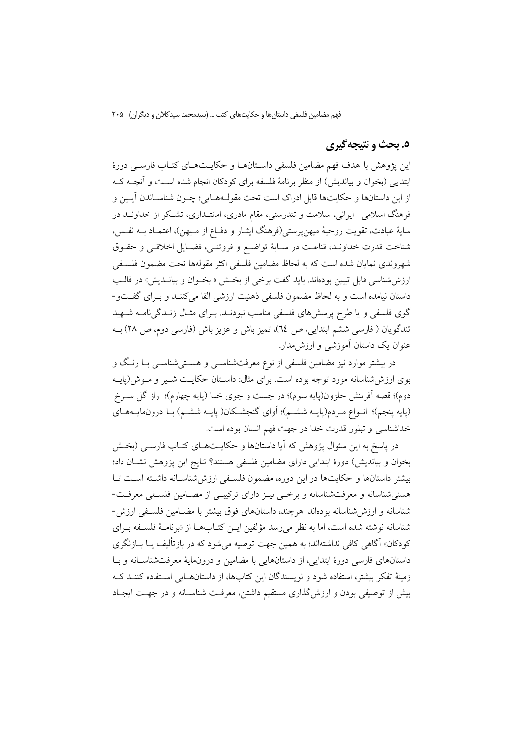## ۵. بحث و نتیجه‌گیری

این پژوهش با هدف فهم مضامین فلسفی داستان‌ها و حکایت‌های کتاب فارسی دورهٔ ابتدایی (بخوان و بیاندیش) از منظر برنامهٔ فلسفه برای کودکان انجام شده است و آنچه که از این داستان‌ها و حکایت‌ها قابل ادراک است تحت مقوله‌هایی؛ چون شناساندن آیین و فرهنگ اسلامی- ایرانی، سلامت و تندرستی، مقام مادری، امانتداری، تشکر از خداوند در سایهٔ عبادت، تقویت روحیهٔ میهن‌پرستی(فرهنگ ایثار و دفاع از میهن)، اعتماد به نفس، شناخت قدرت خداوند، قناعت در سایهٔ تواضع و فروتنی، فضایل اخلاقی و حقوق شهروندی نمایان شده است که به لحاظ مضامین فلسفی اکثر مقوله‌ها تحت مضمون فلسفی ارزش‌شناسی قابل تبیین بوده‌اند. باید گفت برخی از بخش « بخوان و بیاندیش» در قالب داستان نیامده است و به لحاظ مضمون فلسفی ذهنیت ارزشی القا می‌کنند و برای گفت‌و-گوی فلسفی و یا طرح پرسش‌های فلسفی مناسب نبودند. برای مثال زندگی‌نامه شهید تندگویان ( فارسی ششم ابتدایی، ص ٦٤)، تمیز باش و عزیز باش (فارسی دوم، ص ٢٨) به عنوان یک داستان آموزشی و ارزش‌مدار.

در بیشتر موارد نیز مضامین فلسفی از نوع معرفت‌شناسی و هستی‌شناسی با رنگ و بوی ارزش‌شناسانه مورد توجه بوده است. برای مثال: داستان حکایت شیر و موش(پایه دوم)؛ قصه آفرینش حلزون(پایه سوم)؛ در جست و جوی خدا (پایه چهارم)؛ راز گل سرخ (پایه پنجم)؛ انواع مردم(پایه ششم)؛ آوای گنجشکان( پایه ششم) با درون‌مایه‌های خداشناسی و تبلور قدرت خدا در جهت فهم انسان بوده است.

در پاسخ به این سئوال پژوهش که آیا داستانها و حکایت‌های کتاب فارسی (بخش بخوان و بیاندیش) دورهٔ ابتدایی دارای مضامین فلسفی هستند؟ نتایج این پژوهش نشان داد؛ بیشتر داستان‌ها و حکایت‌ها در این دوره، مضمون فلسفی ارزش‌شناسانه داشته است تا هستی‌شناسانه و معرفت‌شناسانه و برخی نیز دارای ترکیبی از مضامین فلسفی معرفت-شناسانه و ارزش‌شناسانه بوده‌اند. هرچند، داستان‌های فوق بیشتر با مضامین فلسفی ارزش-شناسانه نوشته شده است، اما به نظر می‌رسد مؤلفین این کتاب‌ها از «برنامهٔ فلسفه برای کودکان» آگاهی کافی نداشته‌اند؛ به همین جهت توصیه می‌شود که در بازتألیف یا بازنگری داستان‌های فارسی دورهٔ ابتدایی، از داستان‌هایی با مضامین و درون‌مایهٔ معرفت‌شناسانه و با زمینهٔ تفکر بیشتر، استفاده شود و نویسندگان این کتاب‌ها، از داستان‌هایی استفاده کنند که بیش از توصیفی بودن و ارزش‌گذاری مستقیم داشتن، معرفت شناسانه و در جهت ایجاد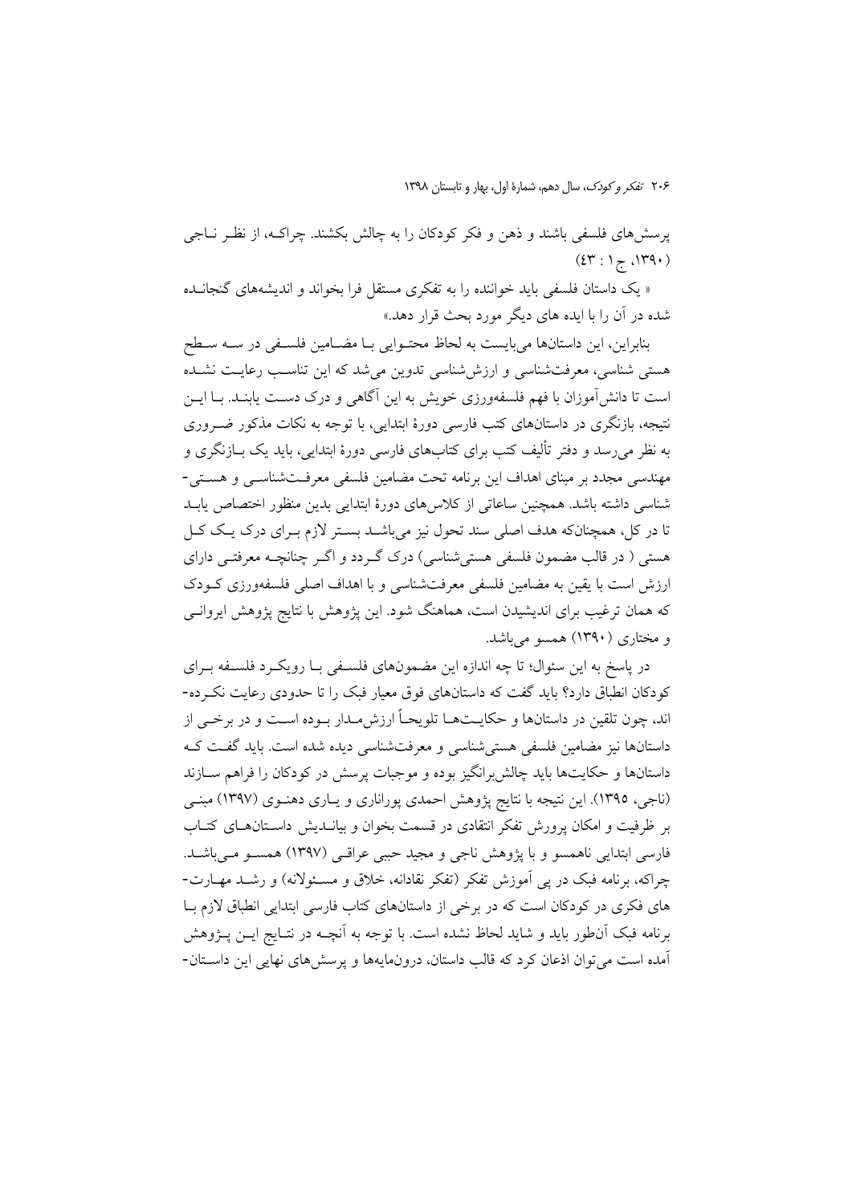پرسش‌های فلسفی باشند و ذهن و فکر کودکان را به چالش بکشند. چراکـه، از نظـر نـاجی (۱۳۹۰، ج۱ : ٤٣)

« یک داستان فلسفی باید خواننده را به تفکری مستقل فرا بخواند و اندیشه‌های گنجانـده شده در آن را با ایده های دیگر مورد بحث قرار دهد.»

بنابراین، این داستان‌ها می‌بایست به لحاظ محتـوایی بـا مضـامین فلسـفی در سـه سـطح هستی شناسی، معرفت‌شناسی و ارزش‌شناسی تدوین می‌شد که این تناسـب رعایـت نشـده است تا دانش‌آموزان با فهم فلسفه‌ورزی خویش به این آگاهی و درک دسـت یابنـد. بـا ایـن نتیجه، بازنگری در داستان‌های کتب فارسی دورهٔ ابتدایی، با توجه به نکات مذکور ضـروری به نظر می‌رسد و دفتر تألیف کتب برای کتاب‌های فارسی دورهٔ ابتدایی، باید یک بـازنگری و مهندسی مجدد بر مبنای اهداف این برنامه تحت مضامین فلسفی معرفـت‌شناسـی و هسـتی-شناسی داشته باشد. همچنین ساعاتی از کلاس‌های دورهٔ ابتدایی بدین منظور اختصاص یابـد تا در کل، همچنان‌که هدف اصلی سند تحول نیز می‌باشـد بسـتر لازم بـرای درک یـک کـل هستی ( در قالب مضمون فلسفی هستی‌شناسی) درک گـردد و اگـر چنانچـه معرفتـی دارای ارزش است با یقین به مضامین فلسفی معرفت‌شناسی و با اهداف اصلی فلسفه‌ورزی کـودک که همان ترغیب برای اندیشیدن است، هماهنگ شود. این پژوهش با نتایج پژوهش ایروانـی و مختاری (۱۳۹۰) همسو می‌باشد.

در پاسخ به این سئوال؛ تا چه اندازه این مضمون‌های فلسـفی بـا رویکـرد فلسـفه بـرای کودکان انطباق دارد؟ باید گفت که داستان‌های فوق معیار فبک را تا حدودی رعایت نکـرده-اند، چون تلقین در داستان‌ها و حکایـت‌هـا تلویحاً ارزش‌مـدار بـوده اسـت و در برخـی از داستان‌ها نیز مضامین فلسفی هستی‌شناسی و معرفت‌شناسی دیده شده است. باید گفـت کـه داستان‌ها و حکایت‌ها باید چالش‌برانگیز بوده و موجبات پرسش در کودکان را فراهم سـازند (ناجی، ۱۳۹۵). این نتیجه با نتایج پژوهش احمدی پوراناری و یـاری دهنـوی (۱۳۹۷) مبنـی بر ظرفیت و امکان پرورش تفکر انتقادی در قسمت بخوان و بیانـدیش داسـتان‌هـای کتـاب فارسی ابتدایی ناهمسو و با پژوهش ناجی و مجید حببی عراقـی (۱۳۹۷) همسـو مـی‌باشـد. چراکه، برنامه فبک در پی آموزش تفکر (تفکر نقادانه، خلاق و مسـئولانه) و رشـد مهـارت-های فکری در کودکان است که در برخی از داستان‌های کتاب فارسی ابتدایی انطباق لازم بـا برنامه فبک آن‌طور باید و شاید لحاظ نشده است. با توجه به آنچـه در نتـایج ایـن پـژوهش آمده است می‌توان اذعان کرد که قالب داستان، درون‌مایه‌ها و پرسش‌های نهایی این داسـتان-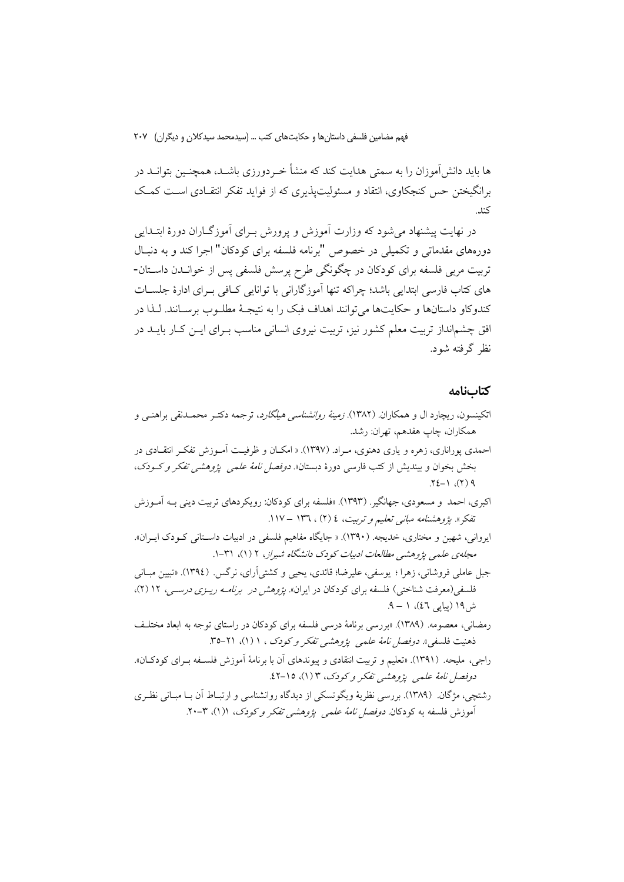ها باید دانش‌آموزان را به سمتی هدایت کند که منشأ خردورزی باشد، همچنین بتواند در برانگیختن حس کنجکاوی، انتقاد و مسئولیت‌پذیری که از فواید تفکر انتقادی است کمک کند.

در نهایت پیشنهاد می‌شود که وزارت آموزش و پرورش برای آموزگاران دورهٔ ابتدایی دوره‌های مقدماتی و تکمیلی در خصوص "برنامه فلسفه برای کودکان" اجرا کند و به دنبال تربیت مربی فلسفه برای کودکان در چگونگی طرح پرسش فلسفی پس از خواندن داستان‌های کتاب فارسی ابتدایی باشد؛ چراکه تنها آموزگارانی با توانایی کافی برای ادارهٔ جلسات کندوکاو داستان‌ها و حکایت‌ها می‌توانند اهداف فبک را به نتیجهٔ مطلوب برسانند. لذا در افق چشم‌انداز تربیت معلم کشور نیز، تربیت نیروی انسانی مناسب برای این کار باید در نظر گرفته شود.

## کتاب‌نامه

اتکینسون، ریچارد ال و همکاران. (۱۳۸۲). *زمینهٔ روانشناسی هیلگارد*، ترجمه دکتر محمدنقی براهنی و همکاران، چاپ هفدهم، تهران: رشد.

احمدی پوراناری، زهره و یاری دهنوی، مراد. (۱۳۹۷). « امکان و ظرفیت آموزش تفکر انتقادی در بخش بخوان و بیندیش از کتب فارسی دورهٔ دبستان». *دوفصل نامهٔ علمی پژوهشی تفکر و کودک*، ۹ (۲)، ۱-۲٤.

اکبری، احمد و مسعودی، جهانگیر. (۱۳۹۳). «فلسفه برای کودکان: رویکردهای تربیت دینی به آموزش تفکر». *پژوهشنامه مبانی تعلیم و تربیت*، ٤ (۲) ، ۱۳٦ – ۱۱۷.

ایروانی، شهین و مختاری، خدیجه. (۱۳۹۰). « جایگاه مفاهیم فلسفی در ادبیات داستانی کودک ایران». *مجله‌ی علمی پژوهشی مطالعات ادبیات کودک دانشگاه شیراز*، ۲ (۱)، ۳۱-۱.

جبل عاملی فروشانی، زهرا ؛ یوسفی، علیرضا؛ قائدی، یحیی و کشتی‌آرای، نرگس. (۱۳۹٤). «تبیین مبانی فلسفی(معرفت شناختی) فلسفه برای کودکان در ایران». *پژوهش در برنامه ریزی درسی*، ۱۲ (۲)، ش۱۹ (پیاپی ٤٦)، ۱ – ۹.

رمضانی، معصومه. (۱۳۸۹). «بررسی برنامهٔ درسی فلسفه برای کودکان در راستای توجه به ابعاد مختلف ذهنیت فلسفی». *دوفصل نامهٔ علمی پژوهشی تفکر و کودک* ، ۱ (۱)، ۲۱-۳۵.

راجی، ملیحه. (۱۳۹۱). «تعلیم و تربیت انتقادی و پیوندهای آن با برنامهٔ آموزش فلسفه برای کودکان». *دوفصل نامهٔ علمی پژوهشی تفکر و کودک*، ۳ (۱)، ۱۵-٤۲.

رشتچی، مژگان. (۱۳۸۹). بررسی نظریهٔ ویگوتسکی از دیدگاه روانشناسی و ارتباط آن با مبانی نظری آموزش فلسفه به کودکان. *دوفصل نامهٔ علمی پژوهشی تفکر و کودک*، ۱(۱)، ۳-۲۰.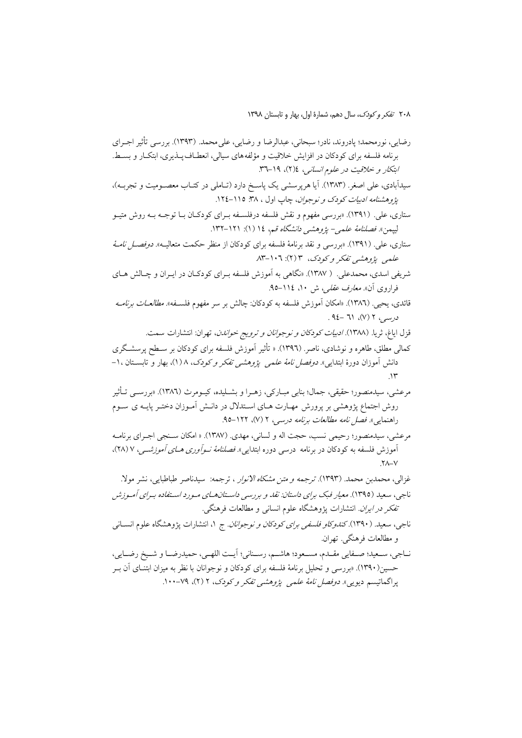رضایی، نورمحمد؛ پادروند، نادر؛ سبحانی، عبدالرضا و رضایی، علی‌محمد. (۱۳۹۳). بررسی تأثیر اجـرای برنامه فلسفه برای کودکان در افزایش خلاقیت و مؤلفه‌های سیالی، انعطاف‌پـذیری، ابتکـار و بسـط. *ابتکار و خلاقیت در علوم انسانی*، ٤(٢)، ١٩-٣٦.

سیدآبادی، علی اصغر. (۱۳۸۳). آیا هرپرسشی یک پاسـخ دارد (تـاملی در کتـاب معصـومیت و تجربـه)، *پژوهشنامه ادبیات کودک و نوجوان*، چاپ اول ، ۳۸: ۱۱۵-۱۲٤.

ستاری، علی. (۱۳۹۱). «بررسی مفهوم و نقش فلسفه درفلسـفه بـرای کودکـان بـا توجـه بـه روش متیـو لیپمن». *فصلنامهٔ علمی- پژوهشی دانشگاه قم*، ١٤ (١): ١٢١-١٣٢.

ستاری، علی. (۱۳۹۱). «بررسی و نقد برنامهٔ فلسفه برای کودکان از منظر حکمت متعالیـه». *دوفصـل نامـهٔ علمی پژوهشی تفکر و کودک*، ٣ (٢): ١٠٦-٨٣.

شریفی اسدی، محمدعلی. ( ۱۳۸۷). «نگاهی به آموزش فلسفه بـرای کودکـان در ایـران و چـالش هـای فراروی آن». *معارف عقلی*، ش ۱۰، ١١٤-٩٥.

قائدی، یحیی. (١٣٨٦). «امکان آموزش فلسفه به کودکان: چالش بر سر مفهوم فلسـفه». *مطالعـات برنامـه درسی*، ٢ (٧)، ٦١ -٩٤ .

قزل ایاغ، ثریا. (۱۳۸۸). *ادبیات کودکان و نوجوانان و ترویج خواندن*، تهران: انتشارات سمت.

کمالی مطلق، طاهره و نوشادی، ناصر. (١٣٩٦). « تأثیر آموزش فلسفه برای کودکان بر سـطح پرسشـگری دانش آموزان دورهٔ ابتدایی». *دوفصل نامهٔ علمی پژوهشی تفکر و کودک*، ٨ (١)، بهار و تابسـتان ،١- ١٣.

مرعشی، سیدمنصور؛ حقیقی، جمال؛ بنابی مبـارکی، زهـرا و بشـلیده، کیـومرث (١٣٨٦). «بررسـی تـأثیر روش اجتماع پژوهشی بر پرورش مهـارت هـای اسـتدلال در دانـش آموزان دختـر پایـه ی سـوم راهنمایی». *فصل نامه مطالعات برنامه درسی*، ٢ (٧)، ١٢٢-٩٥.

مرعشی، سیدمنصور؛ رحیمی نسب، حجت اله و لسانی، مهدی. (١٣٨٧). « امکان سـنجی اجـرای برنامـه آموزش فلسفه به کودکان در برنامه درسی دوره ابتدایی». *فصلنامهٔ نـوآوری هـای آموزشـی*، ٧ (٢٨)، ٧-٢٨.

غزالی، محمدبن محمد. (١٣٩٣). *ترجمه و متن مشکاة الانوار* ، ترجمه: سیدناصر طباطبایی، نشر مولا.

ناجی، سعید (١٣٩٥). *معیار فبک برای داستان: نقد و بررسی داسـتان‌هـای مـورد اسـتفاده بـرای آمـوزش تفکر در ایران*. انتشارات پژوهشگاه علوم انسانی و مطالعات فرهنگی.

ناجی، سعید. (١٣٩٠). *کندوکاو فلسفی برای کودکان و نوجوانان*. ج ١، انتشارات پژوهشگاه علوم انسـانی و مطالعات فرهنگی. تهران.

نـاجی، سـعید؛ صـفایی مقـدم، مسـعود؛ هاشـم، رسـنانی؛ آیـت اللهـی، حمیدرضـا و شـیخ رضـایی، حسین(١٣٩٠). «بررسی و تحلیل برنامهٔ فلسفه برای کودکان و نوجوانان با نظر به میزان ابتنـای آن بـر پراگماتیسم دیویی». *دوفصل نامهٔ علمی پژوهشی تفکر و کودک*، ٢ (٢)، ٧٩-١٠٠.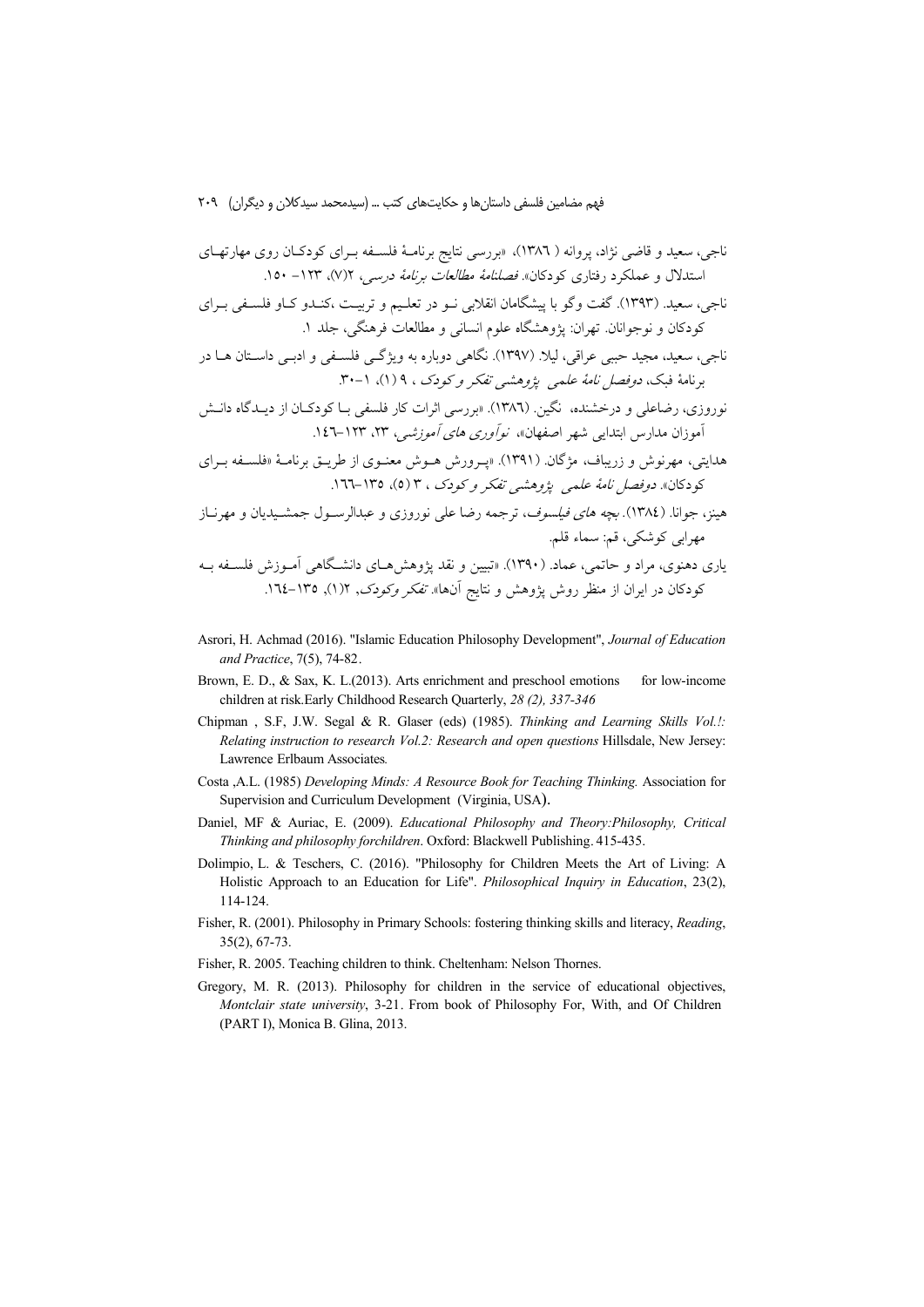ناجی، سعید و قاضی نژاد، پروانه ( ۱۳۸٦)، «بررسی نتایج برنامهٔ فلسفه برای کودکان روی مهارتهای استدلال و عملکرد رفتاری کودکان». *فصلنامهٔ مطالعات برنامهٔ درسی*، ۲(۷)، ۱۲۳- ۱۵۰.

ناجی، سعید. (۱۳۹۳). گفت وگو با پیشگامان انقلابی نو در تعلیم و تربیت ،کندو کاو فلسفی برای کودکان و نوجوانان. تهران: پژوهشگاه علوم انسانی و مطالعات فرهنگی، جلد ۱.

ناجی، سعید، مجید حبیبی عراقی، لیلا. (۱۳۹۷). نگاهی دوباره به ویژگی فلسفی و ادبی داستان ها در برنامهٔ فبک، *دوفصل نامهٔ علمی پژوهشی تفکر و کودک* ، ۹ (۱)، ۱–۳۰.

نوروزی، رضاعلی و درخشنده، نگین. (۱۳۸٦). «بررسی اثرات کار فلسفی با کودکان از دیدگاه دانش آموزان مدارس ابتدایی شهر اصفهان»، *نوآوری های آموزشی*، ۲۳، ۱۲۳–۱٤٦.

هدایتی، مهرنوش و زریباف، مژگان. (۱۳۹۱). «پرورش هوش معنوی از طریق برنامهٔ «فلسفه برای کودکان». *دوفصل نامهٔ علمی پژوهشی تفکر و کودک* ، ۳ (۵)، ۱۳۵–۱٦٦.

هینز، جوانا. (۱۳۸٤). *بچه های فیلسوف*، ترجمه رضا علی نوروزی و عبدالرسول جمشیدیان و مهرناز مهرابی کوشکی، قم: سماء قلم.

یاری دهنوی، مراد و حاتمی، عماد. (۱۳۹۰). «تبیین و نقد پژوهش‌های دانشگاهی آموزش فلسفه به کودکان در ایران از منظر روش پژوهش و نتایج آن‌ها». *تفکر وکودک*, ۲(۱), ۱۳۵–۱٦٤.

Asrori, H. Achmad (2016). "Islamic Education Philosophy Development", *Journal of Education and Practice*, 7(5), 74-82.

Brown, E. D., & Sax, K. L.(2013). Arts enrichment and preschool emotions for low-income children at risk.Early Childhood Research Quarterly, *28 (2), 337-346*

Chipman , S.F, J.W. Segal & R. Glaser (eds) (1985). *Thinking and Learning Skills Vol.!: Relating instruction to research Vol.2: Research and open questions* Hillsdale, New Jersey: Lawrence Erlbaum Associates.

Costa ,A.L. (1985) *Developing Minds: A Resource Book for Teaching Thinking.* Association for Supervision and Curriculum Development (Virginia, USA).

Daniel, MF & Auriac, E. (2009). *Educational Philosophy and Theory:Philosophy, Critical Thinking and philosophy forchildren*. Oxford: Blackwell Publishing. 415-435.

Dolimpio, L. & Teschers, C. (2016). "Philosophy for Children Meets the Art of Living: A Holistic Approach to an Education for Life". *Philosophical Inquiry in Education*, 23(2), 114-124.

Fisher, R. (2001). Philosophy in Primary Schools: fostering thinking skills and literacy, *Reading*, 35(2), 67-73.

Fisher, R. 2005. Teaching children to think. Cheltenham: Nelson Thornes.

Gregory, M. R. (2013). Philosophy for children in the service of educational objectives, *Montclair state university*, 3-21. From book of Philosophy For, With, and Of Children (PART I), Monica B. Glina, 2013.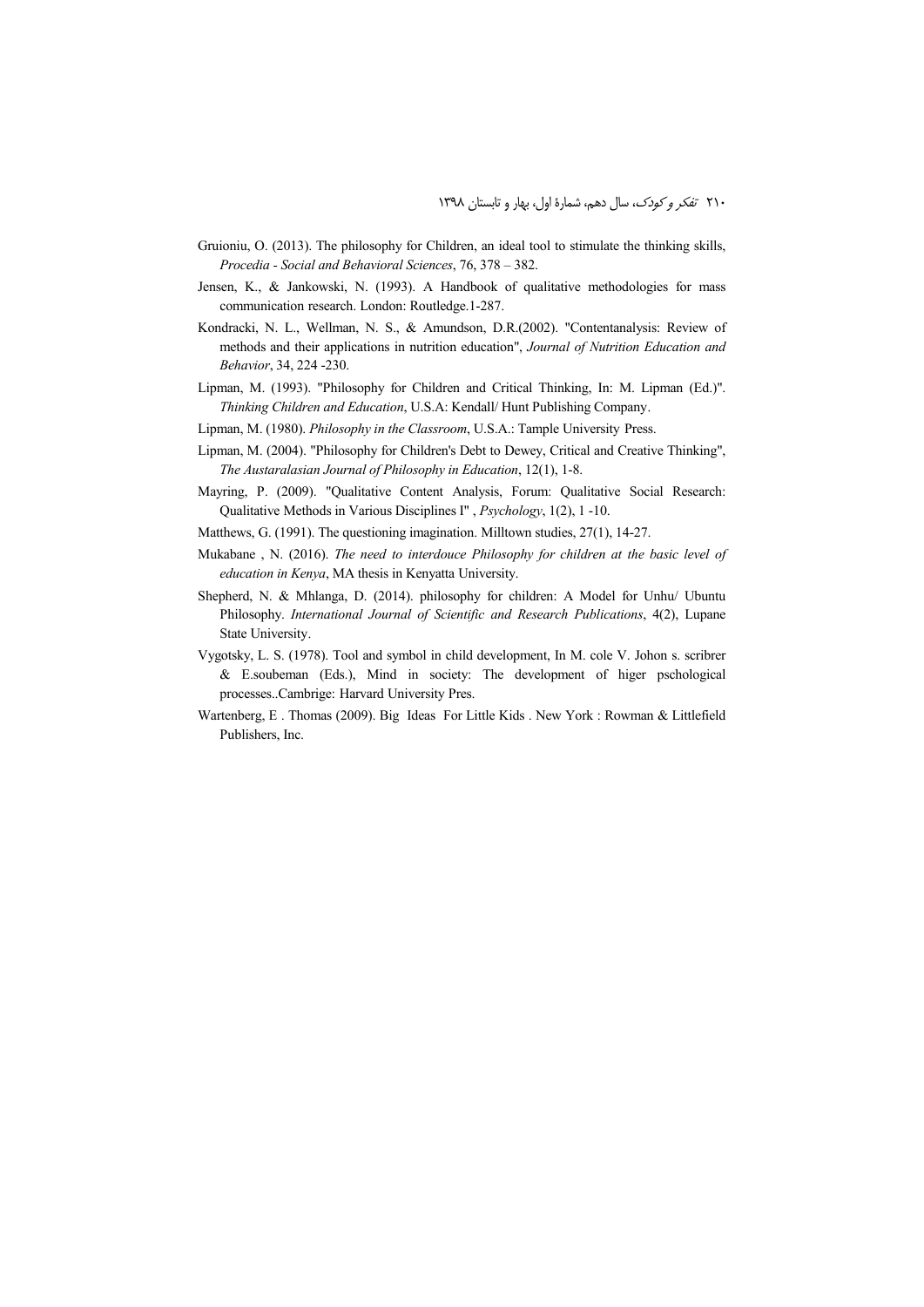Gruioniu, O. (2013). The philosophy for Children, an ideal tool to stimulate the thinking skills, *Procedia - Social and Behavioral Sciences*, 76, 378 – 382.

Jensen, K., & Jankowski, N. (1993). A Handbook of qualitative methodologies for mass communication research. London: Routledge.1-287.

Kondracki, N. L., Wellman, N. S., & Amundson, D.R.(2002). "Contentanalysis: Review of methods and their applications in nutrition education", *Journal of Nutrition Education and Behavior*, 34, 224 -230.

Lipman, M. (1993). "Philosophy for Children and Critical Thinking, In: M. Lipman (Ed.)". *Thinking Children and Education*, U.S.A: Kendall/ Hunt Publishing Company.

Lipman, M. (1980). *Philosophy in the Classroom*, U.S.A.: Tample University Press.

Lipman, M. (2004). "Philosophy for Children's Debt to Dewey, Critical and Creative Thinking", *The Austaralasian Journal of Philosophy in Education*, 12(1), 1-8.

Mayring, P. (2009). "Qualitative Content Analysis, Forum: Qualitative Social Research: Qualitative Methods in Various Disciplines I" , *Psychology*, 1(2), 1 -10.

Matthews, G. (1991). The questioning imagination. Milltown studies, 27(1), 14-27.

Mukabane , N. (2016). *The need to interdouce Philosophy for children at the basic level of education in Kenya*, MA thesis in Kenyatta University.

Shepherd, N. & Mhlanga, D. (2014). philosophy for children: A Model for Unhu/ Ubuntu Philosophy. *International Journal of Scientific and Research Publications*, 4(2), Lupane State University.

Vygotsky, L. S. (1978). Tool and symbol in child development, In M. cole V. Johon s. scribrer & E.soubeman (Eds.), Mind in society: The development of higer pschological processes..Cambrige: Harvard University Pres.

Wartenberg, E . Thomas (2009). Big Ideas For Little Kids . New York : Rowman & Littlefield Publishers, Inc.